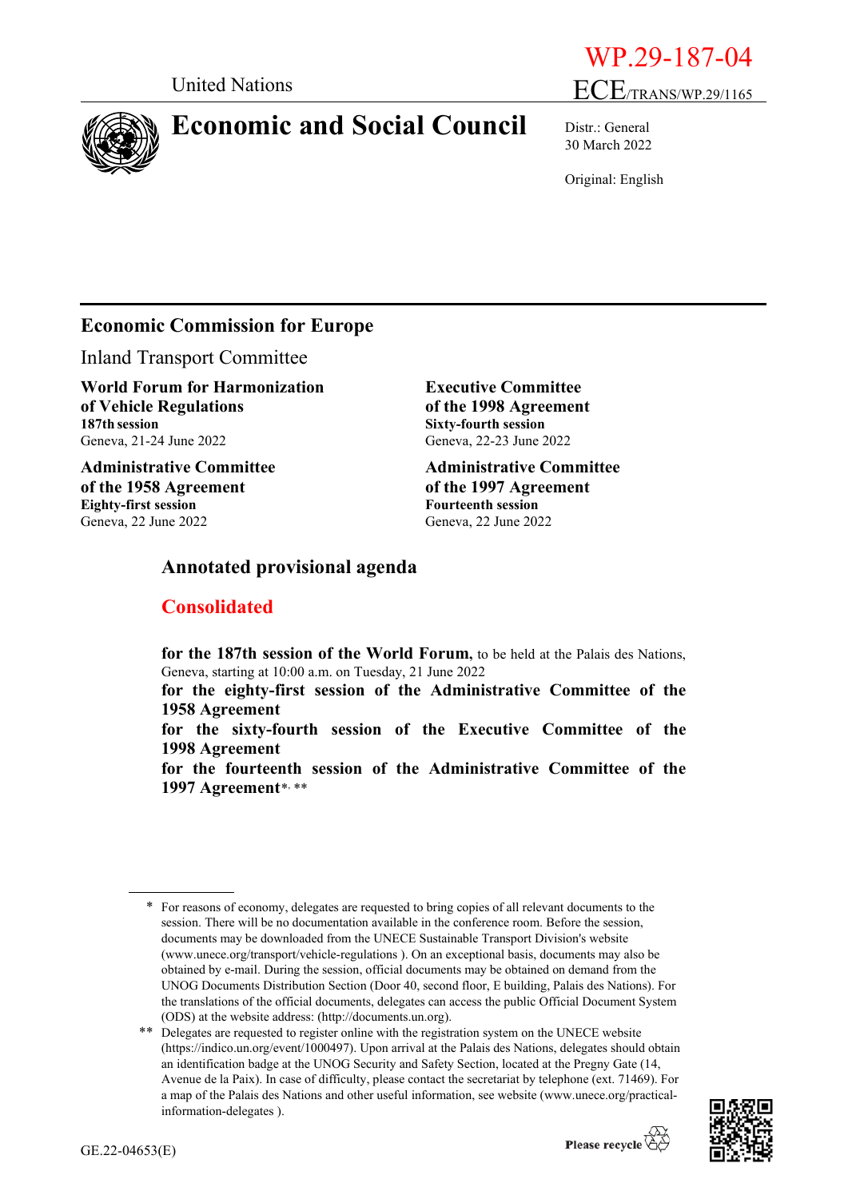WP.29-187-04

United Nations

ECE/TRANS/WP.29/1165

# Economic and Social Council

Distr.: General
30 March 2022

Original: English

## Economic Commission for Europe

Inland Transport Committee

**World Forum for Harmonization of Vehicle Regulations**
**187th session**
Geneva, 21-24 June 2022

**Administrative Committee of the 1958 Agreement**
**Eighty-first session**
Geneva, 22 June 2022

**Executive Committee of the 1998 Agreement**
**Sixty-fourth session**
Geneva, 22-23 June 2022

**Administrative Committee of the 1997 Agreement**
**Fourteenth session**
Geneva, 22 June 2022

## Annotated provisional agenda

## Consolidated

**for the 187th session of the World Forum,** to be held at the Palais des Nations, Geneva, starting at 10:00 a.m. on Tuesday, 21 June 2022

**for the eighty-first session of the Administrative Committee of the 1958 Agreement**

**for the sixty-fourth session of the Executive Committee of the 1998 Agreement**

**for the fourteenth session of the Administrative Committee of the 1997 Agreement**[*, **]

---

[*] For reasons of economy, delegates are requested to bring copies of all relevant documents to the session. There will be no documentation available in the conference room. Before the session, documents may be downloaded from the UNECE Sustainable Transport Division's website (www.unece.org/transport/vehicle-regulations ). On an exceptional basis, documents may also be obtained by e-mail. During the session, official documents may be obtained on demand from the UNOG Documents Distribution Section (Door 40, second floor, E building, Palais des Nations). For the translations of the official documents, delegates can access the public Official Document System (ODS) at the website address: (http://documents.un.org).

[**] Delegates are requested to register online with the registration system on the UNECE website (https://indico.un.org/event/1000497). Upon arrival at the Palais des Nations, delegates should obtain an identification badge at the UNOG Security and Safety Section, located at the Pregny Gate (14, Avenue de la Paix). In case of difficulty, please contact the secretariat by telephone (ext. 71469). For a map of the Palais des Nations and other useful information, see website (www.unece.org/practical-information-delegates ).

GE.22-04653(E)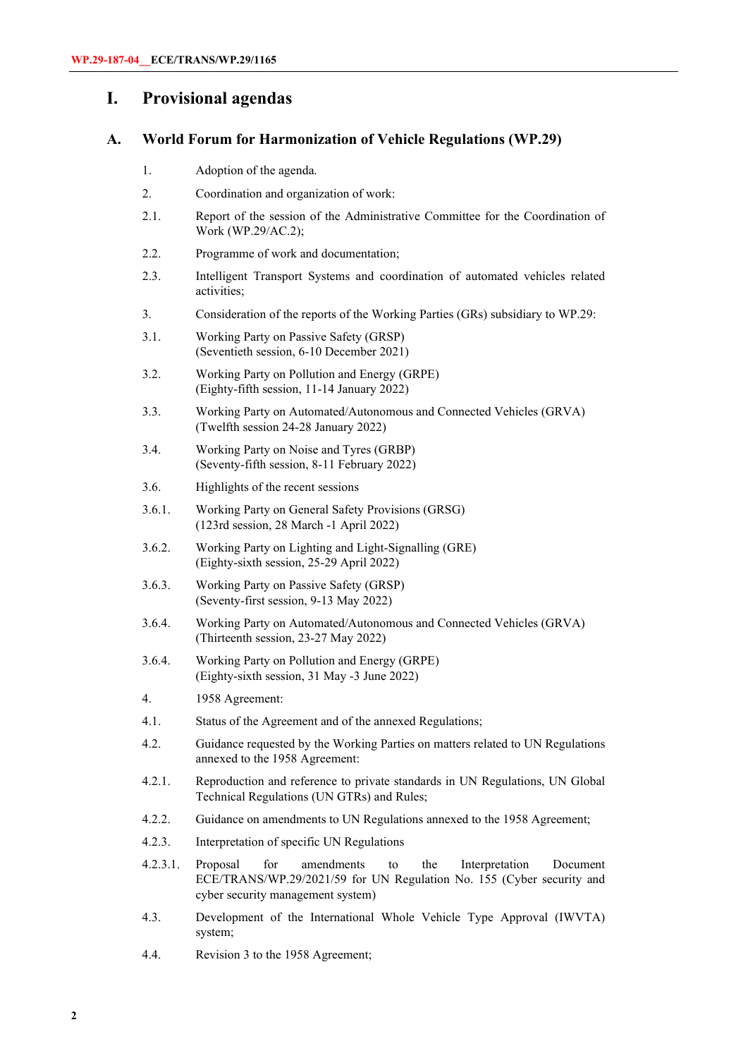# I. Provisional agendas

## A. World Forum for Harmonization of Vehicle Regulations (WP.29)

1. Adoption of the agenda.

2. Coordination and organization of work:

2.1. Report of the session of the Administrative Committee for the Coordination of Work (WP.29/AC.2);

2.2. Programme of work and documentation;

2.3. Intelligent Transport Systems and coordination of automated vehicles related activities;

3. Consideration of the reports of the Working Parties (GRs) subsidiary to WP.29:

3.1. Working Party on Passive Safety (GRSP)
(Seventieth session, 6-10 December 2021)

3.2. Working Party on Pollution and Energy (GRPE)
(Eighty-fifth session, 11-14 January 2022)

3.3. Working Party on Automated/Autonomous and Connected Vehicles (GRVA)
(Twelfth session 24-28 January 2022)

3.4. Working Party on Noise and Tyres (GRBP)
(Seventy-fifth session, 8-11 February 2022)

3.6. Highlights of the recent sessions

3.6.1. Working Party on General Safety Provisions (GRSG)
(123rd session, 28 March -1 April 2022)

3.6.2. Working Party on Lighting and Light-Signalling (GRE)
(Eighty-sixth session, 25-29 April 2022)

3.6.3. Working Party on Passive Safety (GRSP)
(Seventy-first session, 9-13 May 2022)

3.6.4. Working Party on Automated/Autonomous and Connected Vehicles (GRVA)
(Thirteenth session, 23-27 May 2022)

3.6.4. Working Party on Pollution and Energy (GRPE)
(Eighty-sixth session, 31 May -3 June 2022)

4. 1958 Agreement:

4.1. Status of the Agreement and of the annexed Regulations;

4.2. Guidance requested by the Working Parties on matters related to UN Regulations annexed to the 1958 Agreement:

4.2.1. Reproduction and reference to private standards in UN Regulations, UN Global Technical Regulations (UN GTRs) and Rules;

4.2.2. Guidance on amendments to UN Regulations annexed to the 1958 Agreement;

4.2.3. Interpretation of specific UN Regulations

4.2.3.1. Proposal for amendments to the Interpretation Document ECE/TRANS/WP.29/2021/59 for UN Regulation No. 155 (Cyber security and cyber security management system)

4.3. Development of the International Whole Vehicle Type Approval (IWVTA) system;

4.4. Revision 3 to the 1958 Agreement;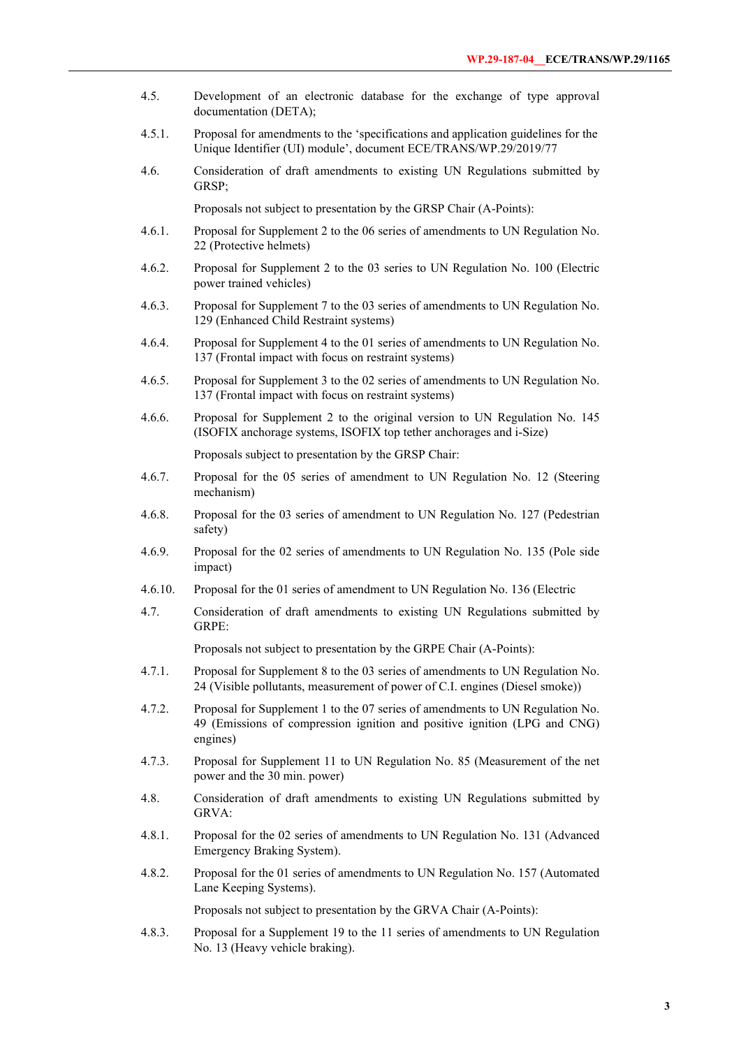4.5. Development of an electronic database for the exchange of type approval documentation (DETA);

4.5.1. Proposal for amendments to the 'specifications and application guidelines for the Unique Identifier (UI) module', document ECE/TRANS/WP.29/2019/77

4.6. Consideration of draft amendments to existing UN Regulations submitted by GRSP;

Proposals not subject to presentation by the GRSP Chair (A-Points):

4.6.1. Proposal for Supplement 2 to the 06 series of amendments to UN Regulation No. 22 (Protective helmets)

4.6.2. Proposal for Supplement 2 to the 03 series to UN Regulation No. 100 (Electric power trained vehicles)

4.6.3. Proposal for Supplement 7 to the 03 series of amendments to UN Regulation No. 129 (Enhanced Child Restraint systems)

4.6.4. Proposal for Supplement 4 to the 01 series of amendments to UN Regulation No. 137 (Frontal impact with focus on restraint systems)

4.6.5. Proposal for Supplement 3 to the 02 series of amendments to UN Regulation No. 137 (Frontal impact with focus on restraint systems)

4.6.6. Proposal for Supplement 2 to the original version to UN Regulation No. 145 (ISOFIX anchorage systems, ISOFIX top tether anchorages and i-Size)

Proposals subject to presentation by the GRSP Chair:

4.6.7. Proposal for the 05 series of amendment to UN Regulation No. 12 (Steering mechanism)

4.6.8. Proposal for the 03 series of amendment to UN Regulation No. 127 (Pedestrian safety)

4.6.9. Proposal for the 02 series of amendments to UN Regulation No. 135 (Pole side impact)

4.6.10. Proposal for the 01 series of amendment to UN Regulation No. 136 (Electric

4.7. Consideration of draft amendments to existing UN Regulations submitted by GRPE:

Proposals not subject to presentation by the GRPE Chair (A-Points):

4.7.1. Proposal for Supplement 8 to the 03 series of amendments to UN Regulation No. 24 (Visible pollutants, measurement of power of C.I. engines (Diesel smoke))

4.7.2. Proposal for Supplement 1 to the 07 series of amendments to UN Regulation No. 49 (Emissions of compression ignition and positive ignition (LPG and CNG) engines)

4.7.3. Proposal for Supplement 11 to UN Regulation No. 85 (Measurement of the net power and the 30 min. power)

4.8. Consideration of draft amendments to existing UN Regulations submitted by GRVA:

4.8.1. Proposal for the 02 series of amendments to UN Regulation No. 131 (Advanced Emergency Braking System).

4.8.2. Proposal for the 01 series of amendments to UN Regulation No. 157 (Automated Lane Keeping Systems).

Proposals not subject to presentation by the GRVA Chair (A-Points):

4.8.3. Proposal for a Supplement 19 to the 11 series of amendments to UN Regulation No. 13 (Heavy vehicle braking).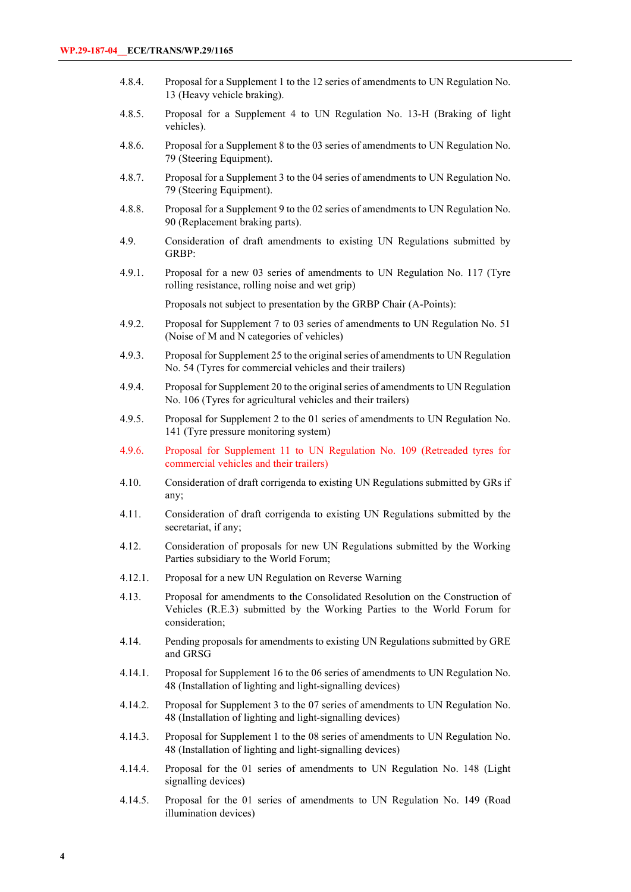4.8.4. Proposal for a Supplement 1 to the 12 series of amendments to UN Regulation No. 13 (Heavy vehicle braking).

4.8.5. Proposal for a Supplement 4 to UN Regulation No. 13-H (Braking of light vehicles).

4.8.6. Proposal for a Supplement 8 to the 03 series of amendments to UN Regulation No. 79 (Steering Equipment).

4.8.7. Proposal for a Supplement 3 to the 04 series of amendments to UN Regulation No. 79 (Steering Equipment).

4.8.8. Proposal for a Supplement 9 to the 02 series of amendments to UN Regulation No. 90 (Replacement braking parts).

4.9. Consideration of draft amendments to existing UN Regulations submitted by GRBP:

4.9.1. Proposal for a new 03 series of amendments to UN Regulation No. 117 (Tyre rolling resistance, rolling noise and wet grip)

Proposals not subject to presentation by the GRBP Chair (A-Points):

4.9.2. Proposal for Supplement 7 to 03 series of amendments to UN Regulation No. 51 (Noise of M and N categories of vehicles)

4.9.3. Proposal for Supplement 25 to the original series of amendments to UN Regulation No. 54 (Tyres for commercial vehicles and their trailers)

4.9.4. Proposal for Supplement 20 to the original series of amendments to UN Regulation No. 106 (Tyres for agricultural vehicles and their trailers)

4.9.5. Proposal for Supplement 2 to the 01 series of amendments to UN Regulation No. 141 (Tyre pressure monitoring system)

4.9.6. Proposal for Supplement 11 to UN Regulation No. 109 (Retreaded tyres for commercial vehicles and their trailers)

4.10. Consideration of draft corrigenda to existing UN Regulations submitted by GRs if any;

4.11. Consideration of draft corrigenda to existing UN Regulations submitted by the secretariat, if any;

4.12. Consideration of proposals for new UN Regulations submitted by the Working Parties subsidiary to the World Forum;

4.12.1. Proposal for a new UN Regulation on Reverse Warning

4.13. Proposal for amendments to the Consolidated Resolution on the Construction of Vehicles (R.E.3) submitted by the Working Parties to the World Forum for consideration;

4.14. Pending proposals for amendments to existing UN Regulations submitted by GRE and GRSG

4.14.1. Proposal for Supplement 16 to the 06 series of amendments to UN Regulation No. 48 (Installation of lighting and light-signalling devices)

4.14.2. Proposal for Supplement 3 to the 07 series of amendments to UN Regulation No. 48 (Installation of lighting and light-signalling devices)

4.14.3. Proposal for Supplement 1 to the 08 series of amendments to UN Regulation No. 48 (Installation of lighting and light-signalling devices)

4.14.4. Proposal for the 01 series of amendments to UN Regulation No. 148 (Light signalling devices)

4.14.5. Proposal for the 01 series of amendments to UN Regulation No. 149 (Road illumination devices)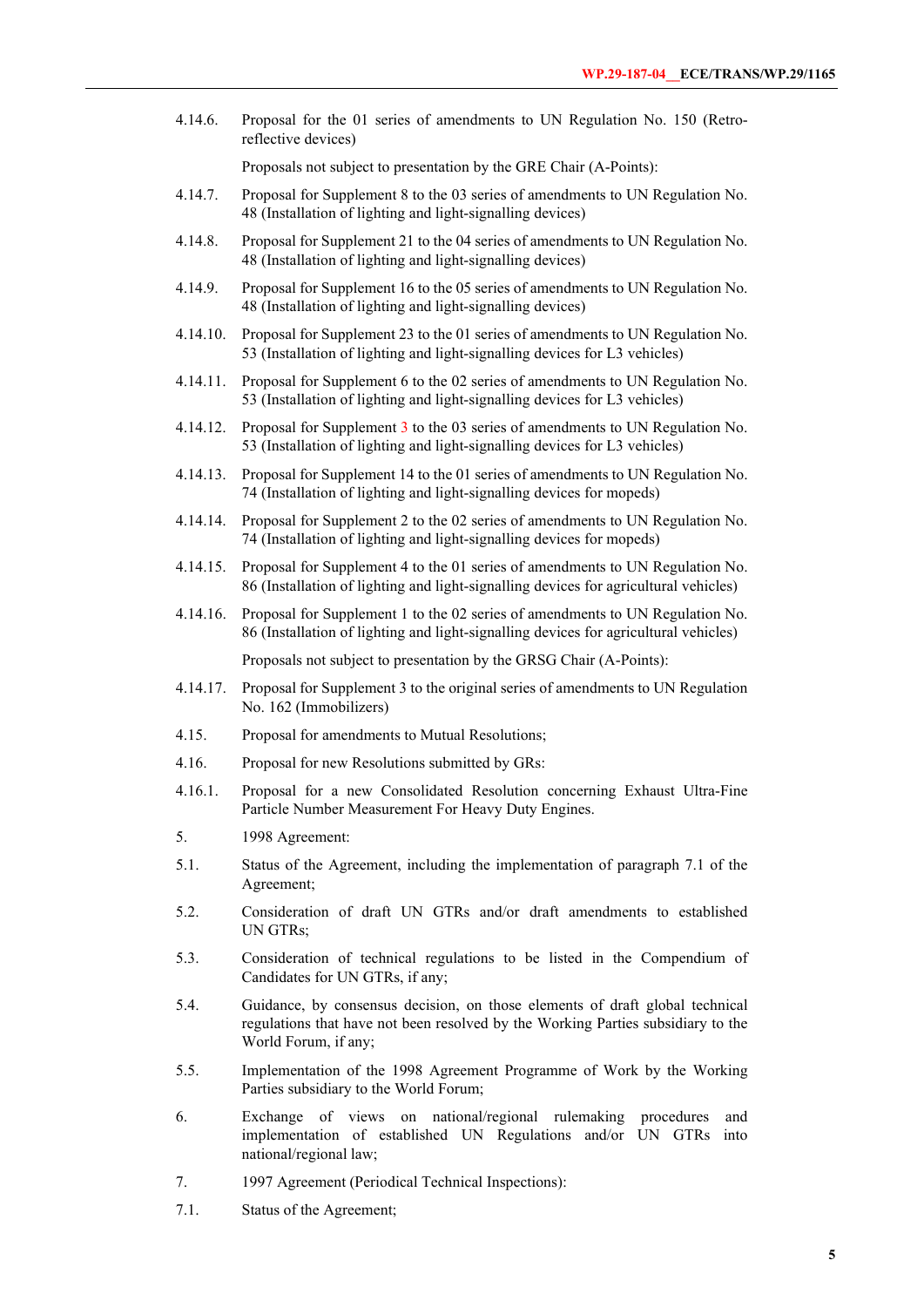4.14.6. Proposal for the 01 series of amendments to UN Regulation No. 150 (Retro-reflective devices)

Proposals not subject to presentation by the GRE Chair (A-Points):

4.14.7. Proposal for Supplement 8 to the 03 series of amendments to UN Regulation No. 48 (Installation of lighting and light-signalling devices)

4.14.8. Proposal for Supplement 21 to the 04 series of amendments to UN Regulation No. 48 (Installation of lighting and light-signalling devices)

4.14.9. Proposal for Supplement 16 to the 05 series of amendments to UN Regulation No. 48 (Installation of lighting and light-signalling devices)

4.14.10. Proposal for Supplement 23 to the 01 series of amendments to UN Regulation No. 53 (Installation of lighting and light-signalling devices for L3 vehicles)

4.14.11. Proposal for Supplement 6 to the 02 series of amendments to UN Regulation No. 53 (Installation of lighting and light-signalling devices for L3 vehicles)

4.14.12. Proposal for Supplement 3 to the 03 series of amendments to UN Regulation No. 53 (Installation of lighting and light-signalling devices for L3 vehicles)

4.14.13. Proposal for Supplement 14 to the 01 series of amendments to UN Regulation No. 74 (Installation of lighting and light-signalling devices for mopeds)

4.14.14. Proposal for Supplement 2 to the 02 series of amendments to UN Regulation No. 74 (Installation of lighting and light-signalling devices for mopeds)

4.14.15. Proposal for Supplement 4 to the 01 series of amendments to UN Regulation No. 86 (Installation of lighting and light-signalling devices for agricultural vehicles)

4.14.16. Proposal for Supplement 1 to the 02 series of amendments to UN Regulation No. 86 (Installation of lighting and light-signalling devices for agricultural vehicles)

Proposals not subject to presentation by the GRSG Chair (A-Points):

4.14.17. Proposal for Supplement 3 to the original series of amendments to UN Regulation No. 162 (Immobilizers)

4.15. Proposal for amendments to Mutual Resolutions;

4.16. Proposal for new Resolutions submitted by GRs:

4.16.1. Proposal for a new Consolidated Resolution concerning Exhaust Ultra-Fine Particle Number Measurement For Heavy Duty Engines.

5. 1998 Agreement:

5.1. Status of the Agreement, including the implementation of paragraph 7.1 of the Agreement;

5.2. Consideration of draft UN GTRs and/or draft amendments to established UN GTRs;

5.3. Consideration of technical regulations to be listed in the Compendium of Candidates for UN GTRs, if any;

5.4. Guidance, by consensus decision, on those elements of draft global technical regulations that have not been resolved by the Working Parties subsidiary to the World Forum, if any;

5.5. Implementation of the 1998 Agreement Programme of Work by the Working Parties subsidiary to the World Forum;

6. Exchange of views on national/regional rulemaking procedures and implementation of established UN Regulations and/or UN GTRs into national/regional law;

7. 1997 Agreement (Periodical Technical Inspections):

7.1. Status of the Agreement;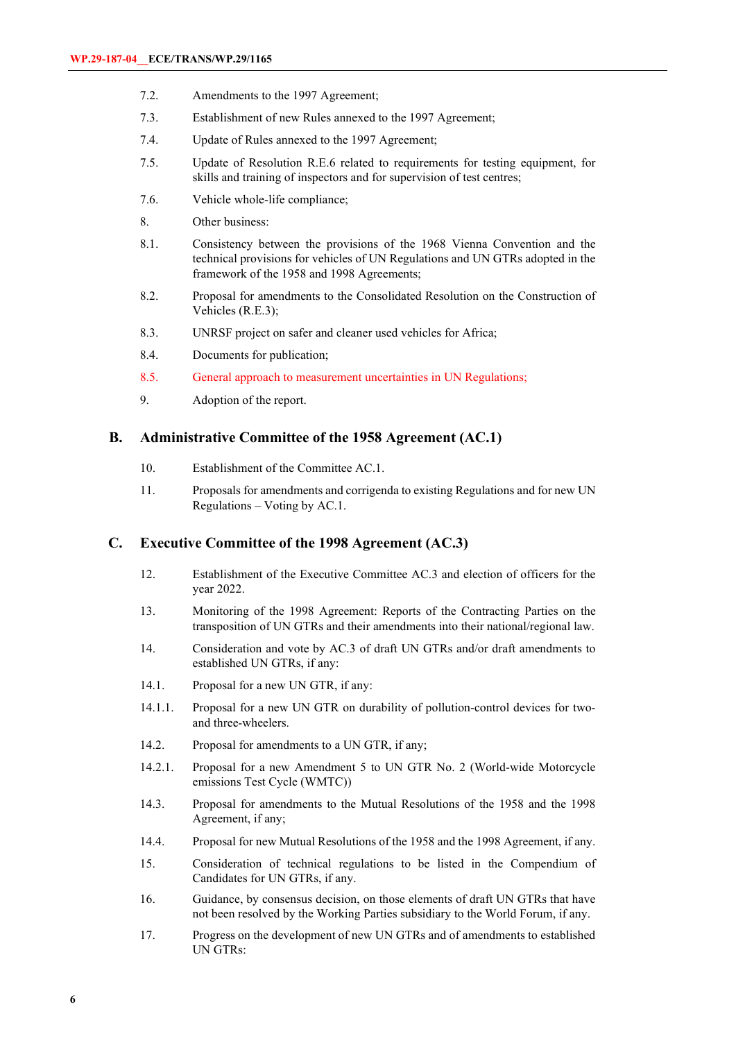7.2. Amendments to the 1997 Agreement;

7.3. Establishment of new Rules annexed to the 1997 Agreement;

7.4. Update of Rules annexed to the 1997 Agreement;

7.5. Update of Resolution R.E.6 related to requirements for testing equipment, for skills and training of inspectors and for supervision of test centres;

7.6. Vehicle whole-life compliance;

8. Other business:

8.1. Consistency between the provisions of the 1968 Vienna Convention and the technical provisions for vehicles of UN Regulations and UN GTRs adopted in the framework of the 1958 and 1998 Agreements;

8.2. Proposal for amendments to the Consolidated Resolution on the Construction of Vehicles (R.E.3);

8.3. UNRSF project on safer and cleaner used vehicles for Africa;

8.4. Documents for publication;

8.5. General approach to measurement uncertainties in UN Regulations;

9. Adoption of the report.

## B. Administrative Committee of the 1958 Agreement (AC.1)

10. Establishment of the Committee AC.1.

11. Proposals for amendments and corrigenda to existing Regulations and for new UN Regulations – Voting by AC.1.

## C. Executive Committee of the 1998 Agreement (AC.3)

12. Establishment of the Executive Committee AC.3 and election of officers for the year 2022.

13. Monitoring of the 1998 Agreement: Reports of the Contracting Parties on the transposition of UN GTRs and their amendments into their national/regional law.

14. Consideration and vote by AC.3 of draft UN GTRs and/or draft amendments to established UN GTRs, if any:

14.1. Proposal for a new UN GTR, if any:

14.1.1. Proposal for a new UN GTR on durability of pollution-control devices for two- and three-wheelers.

14.2. Proposal for amendments to a UN GTR, if any;

14.2.1. Proposal for a new Amendment 5 to UN GTR No. 2 (World-wide Motorcycle emissions Test Cycle (WMTC))

14.3. Proposal for amendments to the Mutual Resolutions of the 1958 and the 1998 Agreement, if any;

14.4. Proposal for new Mutual Resolutions of the 1958 and the 1998 Agreement, if any.

15. Consideration of technical regulations to be listed in the Compendium of Candidates for UN GTRs, if any.

16. Guidance, by consensus decision, on those elements of draft UN GTRs that have not been resolved by the Working Parties subsidiary to the World Forum, if any.

17. Progress on the development of new UN GTRs and of amendments to established UN GTRs: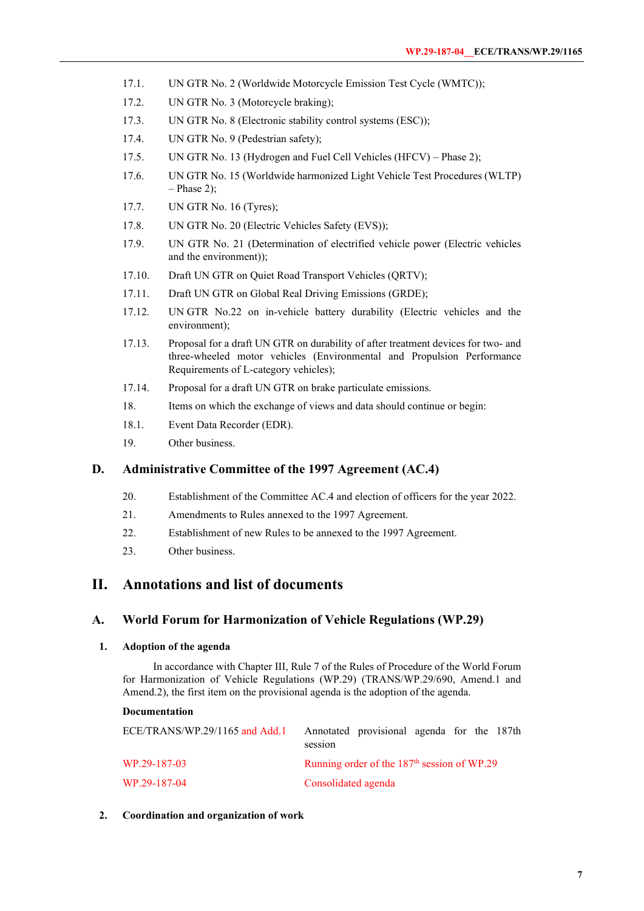17.1. UN GTR No. 2 (Worldwide Motorcycle Emission Test Cycle (WMTC));

17.2. UN GTR No. 3 (Motorcycle braking);

17.3. UN GTR No. 8 (Electronic stability control systems (ESC));

17.4. UN GTR No. 9 (Pedestrian safety);

17.5. UN GTR No. 13 (Hydrogen and Fuel Cell Vehicles (HFCV) – Phase 2);

17.6. UN GTR No. 15 (Worldwide harmonized Light Vehicle Test Procedures (WLTP) – Phase 2);

17.7. UN GTR No. 16 (Tyres);

17.8. UN GTR No. 20 (Electric Vehicles Safety (EVS));

17.9. UN GTR No. 21 (Determination of electrified vehicle power (Electric vehicles and the environment));

17.10. Draft UN GTR on Quiet Road Transport Vehicles (QRTV);

17.11. Draft UN GTR on Global Real Driving Emissions (GRDE);

17.12. UN GTR No.22 on in-vehicle battery durability (Electric vehicles and the environment);

17.13. Proposal for a draft UN GTR on durability of after treatment devices for two- and three-wheeled motor vehicles (Environmental and Propulsion Performance Requirements of L-category vehicles);

17.14. Proposal for a draft UN GTR on brake particulate emissions.

18. Items on which the exchange of views and data should continue or begin:

18.1. Event Data Recorder (EDR).

19. Other business.

### D. Administrative Committee of the 1997 Agreement (AC.4)

20. Establishment of the Committee AC.4 and election of officers for the year 2022.

21. Amendments to Rules annexed to the 1997 Agreement.

22. Establishment of new Rules to be annexed to the 1997 Agreement.

23. Other business.

## II. Annotations and list of documents

### A. World Forum for Harmonization of Vehicle Regulations (WP.29)

#### 1. Adoption of the agenda

In accordance with Chapter III, Rule 7 of the Rules of Procedure of the World Forum for Harmonization of Vehicle Regulations (WP.29) (TRANS/WP.29/690, Amend.1 and Amend.2), the first item on the provisional agenda is the adoption of the agenda.

**Documentation**

| | |
|---|---|
| ECE/TRANS/WP.29/1165 and Add.1 | Annotated provisional agenda for the 187th session |
| WP.29-187-03 | Running order of the 187th session of WP.29 |
| WP.29-187-04 | Consolidated agenda |

#### 2. Coordination and organization of work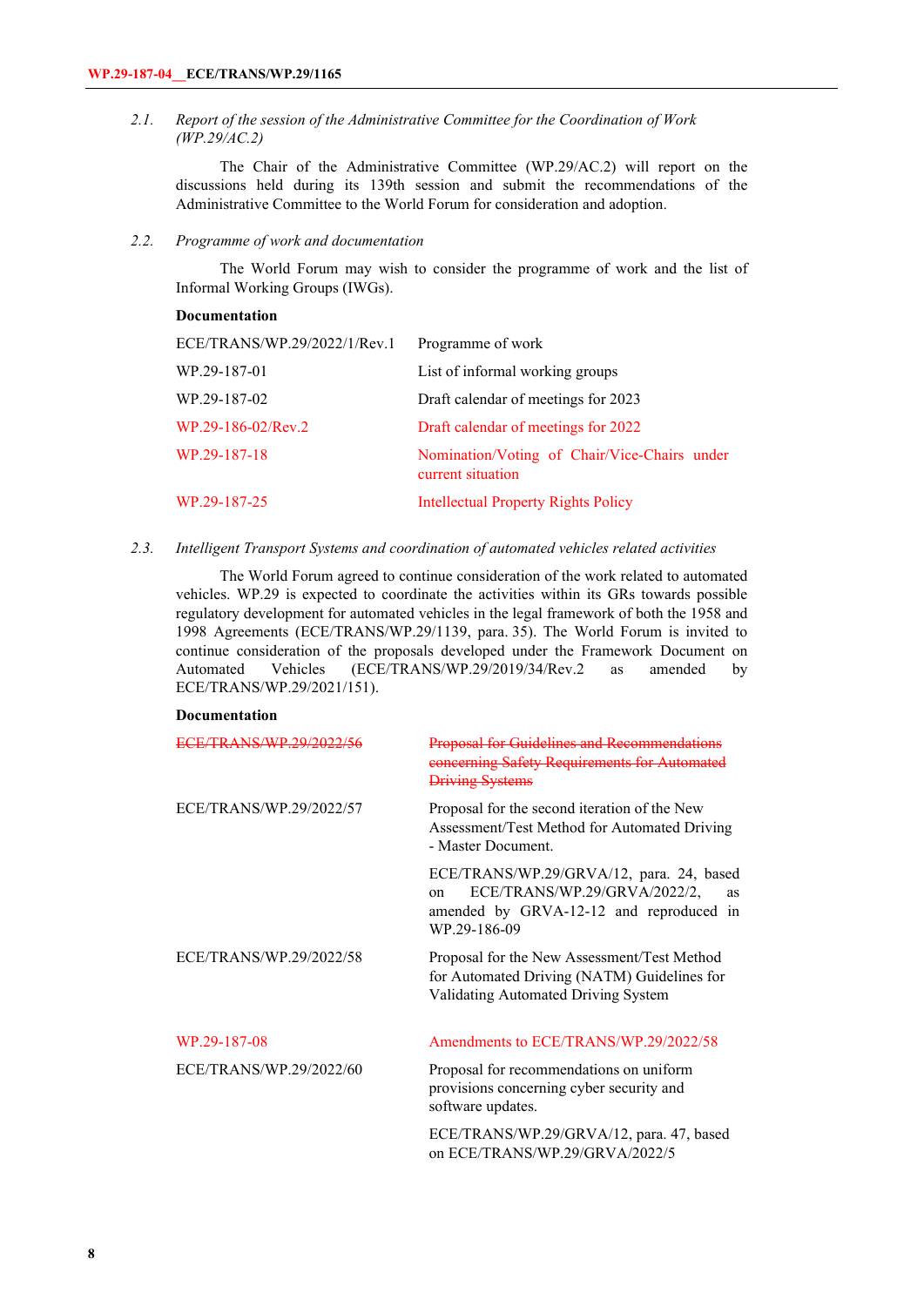*2.1. Report of the session of the Administrative Committee for the Coordination of Work (WP.29/AC.2)*

The Chair of the Administrative Committee (WP.29/AC.2) will report on the discussions held during its 139th session and submit the recommendations of the Administrative Committee to the World Forum for consideration and adoption.

*2.2. Programme of work and documentation*

The World Forum may wish to consider the programme of work and the list of Informal Working Groups (IWGs).

**Documentation**

| | |
|---|---|
| ECE/TRANS/WP.29/2022/1/Rev.1 | Programme of work |
| WP.29-187-01 | List of informal working groups |
| WP.29-187-02 | Draft calendar of meetings for 2023 |
| WP.29-186-02/Rev.2 | Draft calendar of meetings for 2022 |
| WP.29-187-18 | Nomination/Voting of Chair/Vice-Chairs under current situation |
| WP.29-187-25 | Intellectual Property Rights Policy |

*2.3. Intelligent Transport Systems and coordination of automated vehicles related activities*

The World Forum agreed to continue consideration of the work related to automated vehicles. WP.29 is expected to coordinate the activities within its GRs towards possible regulatory development for automated vehicles in the legal framework of both the 1958 and 1998 Agreements (ECE/TRANS/WP.29/1139, para. 35). The World Forum is invited to continue consideration of the proposals developed under the Framework Document on Automated Vehicles (ECE/TRANS/WP.29/2019/34/Rev.2 as amended by ECE/TRANS/WP.29/2021/151).

**Documentation**

| | |
|---|---|
| ~~ECE/TRANS/WP.29/2022/56~~ | ~~Proposal for Guidelines and Recommendations concerning Safety Requirements for Automated Driving Systems~~ |
| ECE/TRANS/WP.29/2022/57 | Proposal for the second iteration of the New Assessment/Test Method for Automated Driving - Master Document. |
| | ECE/TRANS/WP.29/GRVA/12, para. 24, based on ECE/TRANS/WP.29/GRVA/2022/2, as amended by GRVA-12-12 and reproduced in WP.29-186-09 |
| ECE/TRANS/WP.29/2022/58 | Proposal for the New Assessment/Test Method for Automated Driving (NATM) Guidelines for Validating Automated Driving System |
| WP.29-187-08 | Amendments to ECE/TRANS/WP.29/2022/58 |
| ECE/TRANS/WP.29/2022/60 | Proposal for recommendations on uniform provisions concerning cyber security and software updates. |
| | ECE/TRANS/WP.29/GRVA/12, para. 47, based on ECE/TRANS/WP.29/GRVA/2022/5 |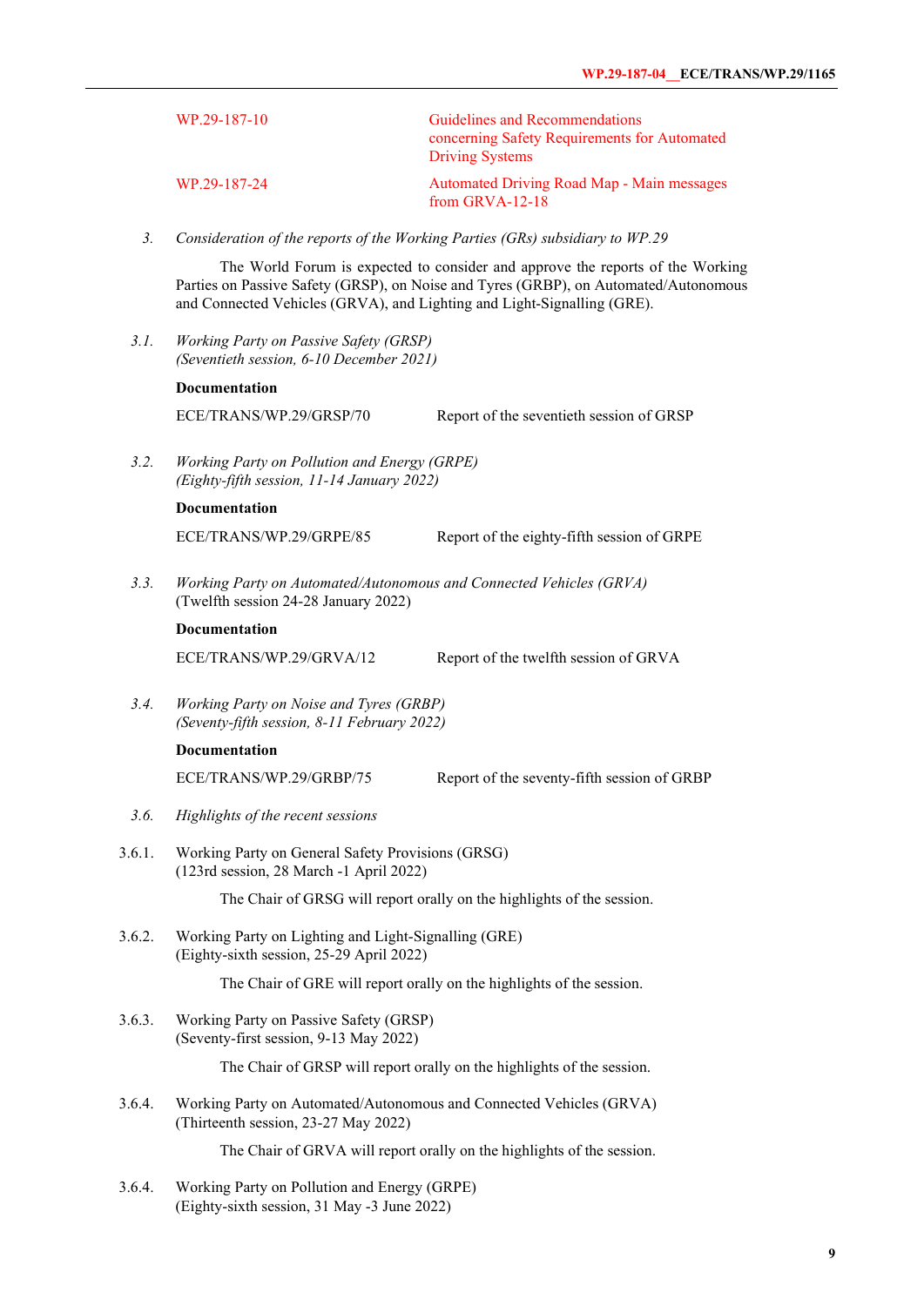| | |
|---|---|
| WP.29-187-10 | Guidelines and Recommendations concerning Safety Requirements for Automated Driving Systems |
| WP.29-187-24 | Automated Driving Road Map - Main messages from GRVA-12-18 |

3. *Consideration of the reports of the Working Parties (GRs) subsidiary to WP.29*

The World Forum is expected to consider and approve the reports of the Working Parties on Passive Safety (GRSP), on Noise and Tyres (GRBP), on Automated/Autonomous and Connected Vehicles (GRVA), and Lighting and Light-Signalling (GRE).

3.1. *Working Party on Passive Safety (GRSP)*
*(Seventieth session, 6-10 December 2021)*

**Documentation**

ECE/TRANS/WP.29/GRSP/70 Report of the seventieth session of GRSP

3.2. *Working Party on Pollution and Energy (GRPE)*
*(Eighty-fifth session, 11-14 January 2022)*

**Documentation**

ECE/TRANS/WP.29/GRPE/85 Report of the eighty-fifth session of GRPE

3.3. *Working Party on Automated/Autonomous and Connected Vehicles (GRVA)*
(Twelfth session 24-28 January 2022)

**Documentation**

ECE/TRANS/WP.29/GRVA/12 Report of the twelfth session of GRVA

3.4. *Working Party on Noise and Tyres (GRBP)*
*(Seventy-fifth session, 8-11 February 2022)*

**Documentation**

ECE/TRANS/WP.29/GRBP/75 Report of the seventy-fifth session of GRBP

3.6. *Highlights of the recent sessions*

3.6.1. Working Party on General Safety Provisions (GRSG)
(123rd session, 28 March -1 April 2022)

The Chair of GRSG will report orally on the highlights of the session.

3.6.2. Working Party on Lighting and Light-Signalling (GRE)
(Eighty-sixth session, 25-29 April 2022)

The Chair of GRE will report orally on the highlights of the session.

3.6.3. Working Party on Passive Safety (GRSP)
(Seventy-first session, 9-13 May 2022)

The Chair of GRSP will report orally on the highlights of the session.

3.6.4. Working Party on Automated/Autonomous and Connected Vehicles (GRVA)
(Thirteenth session, 23-27 May 2022)

The Chair of GRVA will report orally on the highlights of the session.

3.6.4. Working Party on Pollution and Energy (GRPE)
(Eighty-sixth session, 31 May -3 June 2022)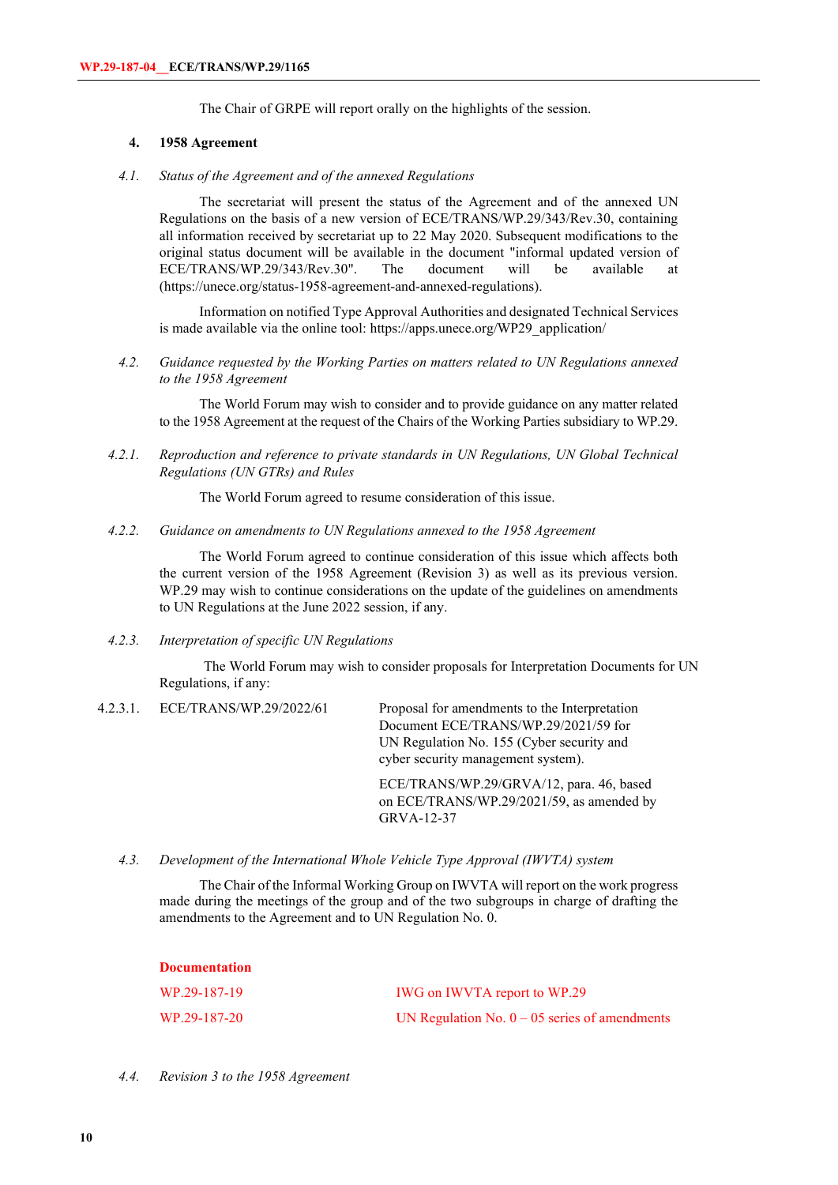The Chair of GRPE will report orally on the highlights of the session.

## 4. 1958 Agreement

### *4.1. Status of the Agreement and of the annexed Regulations*

The secretariat will present the status of the Agreement and of the annexed UN Regulations on the basis of a new version of ECE/TRANS/WP.29/343/Rev.30, containing all information received by secretariat up to 22 May 2020. Subsequent modifications to the original status document will be available in the document "informal updated version of ECE/TRANS/WP.29/343/Rev.30". The document will be available at (https://unece.org/status-1958-agreement-and-annexed-regulations).

Information on notified Type Approval Authorities and designated Technical Services is made available via the online tool: https://apps.unece.org/WP29_application/

### *4.2. Guidance requested by the Working Parties on matters related to UN Regulations annexed to the 1958 Agreement*

The World Forum may wish to consider and to provide guidance on any matter related to the 1958 Agreement at the request of the Chairs of the Working Parties subsidiary to WP.29.

#### *4.2.1. Reproduction and reference to private standards in UN Regulations, UN Global Technical Regulations (UN GTRs) and Rules*

The World Forum agreed to resume consideration of this issue.

#### *4.2.2. Guidance on amendments to UN Regulations annexed to the 1958 Agreement*

The World Forum agreed to continue consideration of this issue which affects both the current version of the 1958 Agreement (Revision 3) as well as its previous version. WP.29 may wish to continue considerations on the update of the guidelines on amendments to UN Regulations at the June 2022 session, if any.

#### *4.2.3. Interpretation of specific UN Regulations*

The World Forum may wish to consider proposals for Interpretation Documents for UN Regulations, if any:

| | | |
|---|---|---|
| 4.2.3.1. | ECE/TRANS/WP.29/2022/61 | Proposal for amendments to the Interpretation Document ECE/TRANS/WP.29/2021/59 for UN Regulation No. 155 (Cyber security and cyber security management system).<br><br>ECE/TRANS/WP.29/GRVA/12, para. 46, based on ECE/TRANS/WP.29/2021/59, as amended by GRVA-12-37 |

### *4.3. Development of the International Whole Vehicle Type Approval (IWVTA) system*

The Chair of the Informal Working Group on IWVTA will report on the work progress made during the meetings of the group and of the two subgroups in charge of drafting the amendments to the Agreement and to UN Regulation No. 0.

**Documentation**

| | |
|---|---|
| WP.29-187-19 | IWG on IWVTA report to WP.29 |
| WP.29-187-20 | UN Regulation No. 0 – 05 series of amendments |

### *4.4. Revision 3 to the 1958 Agreement*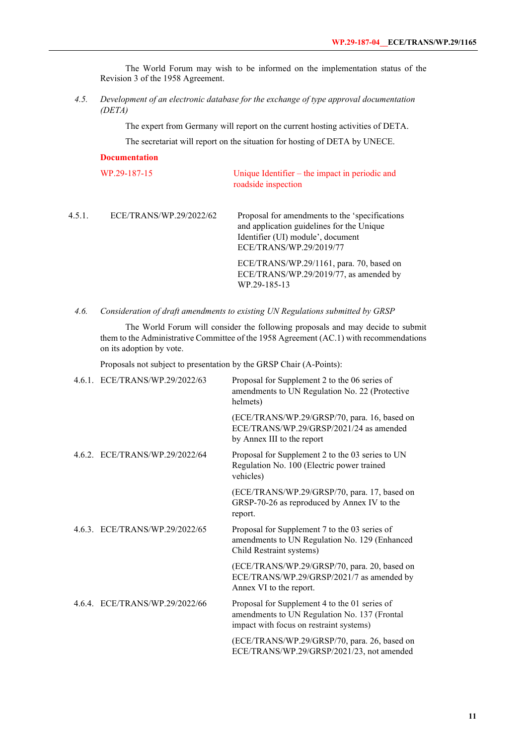The World Forum may wish to be informed on the implementation status of the Revision 3 of the 1958 Agreement.

*4.5. Development of an electronic database for the exchange of type approval documentation (DETA)*

The expert from Germany will report on the current hosting activities of DETA.

The secretariat will report on the situation for hosting of DETA by UNECE.

**Documentation**

| | | |
|---|---|---|
| | WP.29-187-15 | Unique Identifier – the impact in periodic and roadside inspection |
| 4.5.1. | ECE/TRANS/WP.29/2022/62 | Proposal for amendments to the 'specifications and application guidelines for the Unique Identifier (UI) module', document ECE/TRANS/WP.29/2019/77<br><br>ECE/TRANS/WP.29/1161, para. 70, based on ECE/TRANS/WP.29/2019/77, as amended by WP.29-185-13 |

*4.6. Consideration of draft amendments to existing UN Regulations submitted by GRSP*

The World Forum will consider the following proposals and may decide to submit them to the Administrative Committee of the 1958 Agreement (AC.1) with recommendations on its adoption by vote.

Proposals not subject to presentation by the GRSP Chair (A-Points):

| | | |
|---|---|---|
| 4.6.1. | ECE/TRANS/WP.29/2022/63 | Proposal for Supplement 2 to the 06 series of amendments to UN Regulation No. 22 (Protective helmets)<br><br>(ECE/TRANS/WP.29/GRSP/70, para. 16, based on ECE/TRANS/WP.29/GRSP/2021/24 as amended by Annex III to the report |
| 4.6.2. | ECE/TRANS/WP.29/2022/64 | Proposal for Supplement 2 to the 03 series to UN Regulation No. 100 (Electric power trained vehicles)<br><br>(ECE/TRANS/WP.29/GRSP/70, para. 17, based on GRSP-70-26 as reproduced by Annex IV to the report. |
| 4.6.3. | ECE/TRANS/WP.29/2022/65 | Proposal for Supplement 7 to the 03 series of amendments to UN Regulation No. 129 (Enhanced Child Restraint systems)<br><br>(ECE/TRANS/WP.29/GRSP/70, para. 20, based on ECE/TRANS/WP.29/GRSP/2021/7 as amended by Annex VI to the report. |
| 4.6.4. | ECE/TRANS/WP.29/2022/66 | Proposal for Supplement 4 to the 01 series of amendments to UN Regulation No. 137 (Frontal impact with focus on restraint systems)<br><br>(ECE/TRANS/WP.29/GRSP/70, para. 26, based on ECE/TRANS/WP.29/GRSP/2021/23, not amended |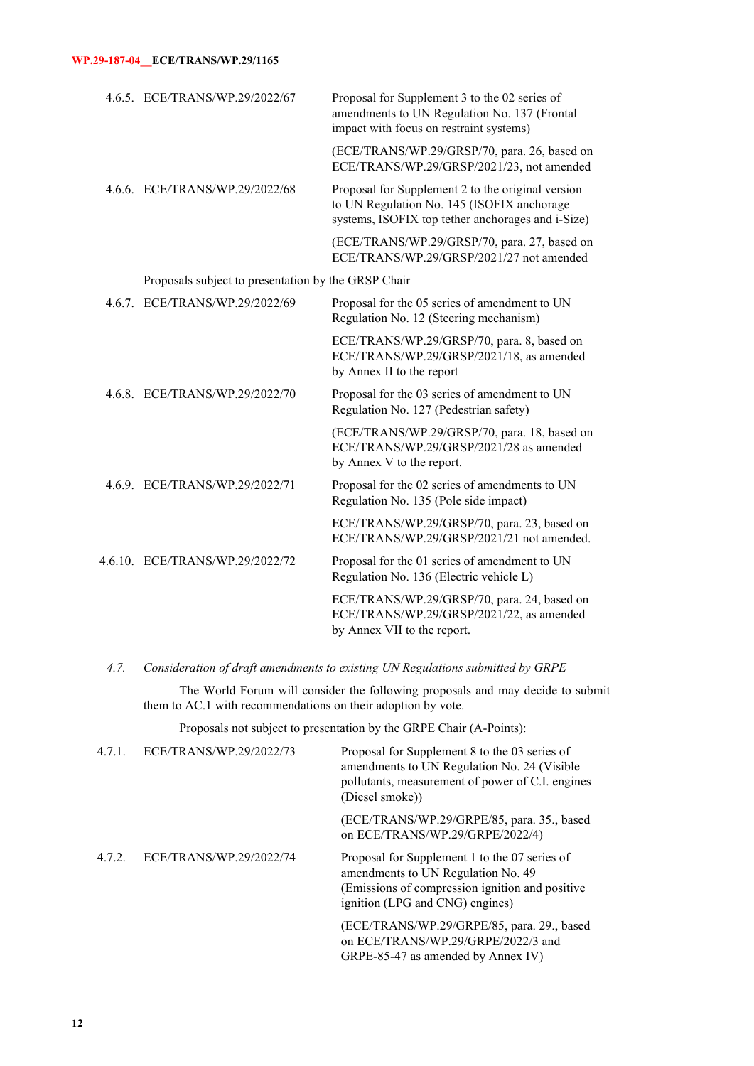4.6.5. ECE/TRANS/WP.29/2022/67 — Proposal for Supplement 3 to the 02 series of amendments to UN Regulation No. 137 (Frontal impact with focus on restraint systems)

(ECE/TRANS/WP.29/GRSP/70, para. 26, based on ECE/TRANS/WP.29/GRSP/2021/23, not amended

4.6.6. ECE/TRANS/WP.29/2022/68 — Proposal for Supplement 2 to the original version to UN Regulation No. 145 (ISOFIX anchorage systems, ISOFIX top tether anchorages and i-Size)

(ECE/TRANS/WP.29/GRSP/70, para. 27, based on ECE/TRANS/WP.29/GRSP/2021/27 not amended

Proposals subject to presentation by the GRSP Chair

4.6.7. ECE/TRANS/WP.29/2022/69 — Proposal for the 05 series of amendment to UN Regulation No. 12 (Steering mechanism)

ECE/TRANS/WP.29/GRSP/70, para. 8, based on ECE/TRANS/WP.29/GRSP/2021/18, as amended by Annex II to the report

4.6.8. ECE/TRANS/WP.29/2022/70 — Proposal for the 03 series of amendment to UN Regulation No. 127 (Pedestrian safety)

(ECE/TRANS/WP.29/GRSP/70, para. 18, based on ECE/TRANS/WP.29/GRSP/2021/28 as amended by Annex V to the report.

4.6.9. ECE/TRANS/WP.29/2022/71 — Proposal for the 02 series of amendments to UN Regulation No. 135 (Pole side impact)

ECE/TRANS/WP.29/GRSP/70, para. 23, based on ECE/TRANS/WP.29/GRSP/2021/21 not amended.

4.6.10. ECE/TRANS/WP.29/2022/72 — Proposal for the 01 series of amendment to UN Regulation No. 136 (Electric vehicle L)

ECE/TRANS/WP.29/GRSP/70, para. 24, based on ECE/TRANS/WP.29/GRSP/2021/22, as amended by Annex VII to the report.

*4.7. Consideration of draft amendments to existing UN Regulations submitted by GRPE*

The World Forum will consider the following proposals and may decide to submit them to AC.1 with recommendations on their adoption by vote.

Proposals not subject to presentation by the GRPE Chair (A-Points):

4.7.1. ECE/TRANS/WP.29/2022/73 — Proposal for Supplement 8 to the 03 series of amendments to UN Regulation No. 24 (Visible pollutants, measurement of power of C.I. engines (Diesel smoke))

(ECE/TRANS/WP.29/GRPE/85, para. 35., based on ECE/TRANS/WP.29/GRPE/2022/4)

4.7.2. ECE/TRANS/WP.29/2022/74 — Proposal for Supplement 1 to the 07 series of amendments to UN Regulation No. 49 (Emissions of compression ignition and positive ignition (LPG and CNG) engines)

(ECE/TRANS/WP.29/GRPE/85, para. 29., based on ECE/TRANS/WP.29/GRPE/2022/3 and GRPE-85-47 as amended by Annex IV)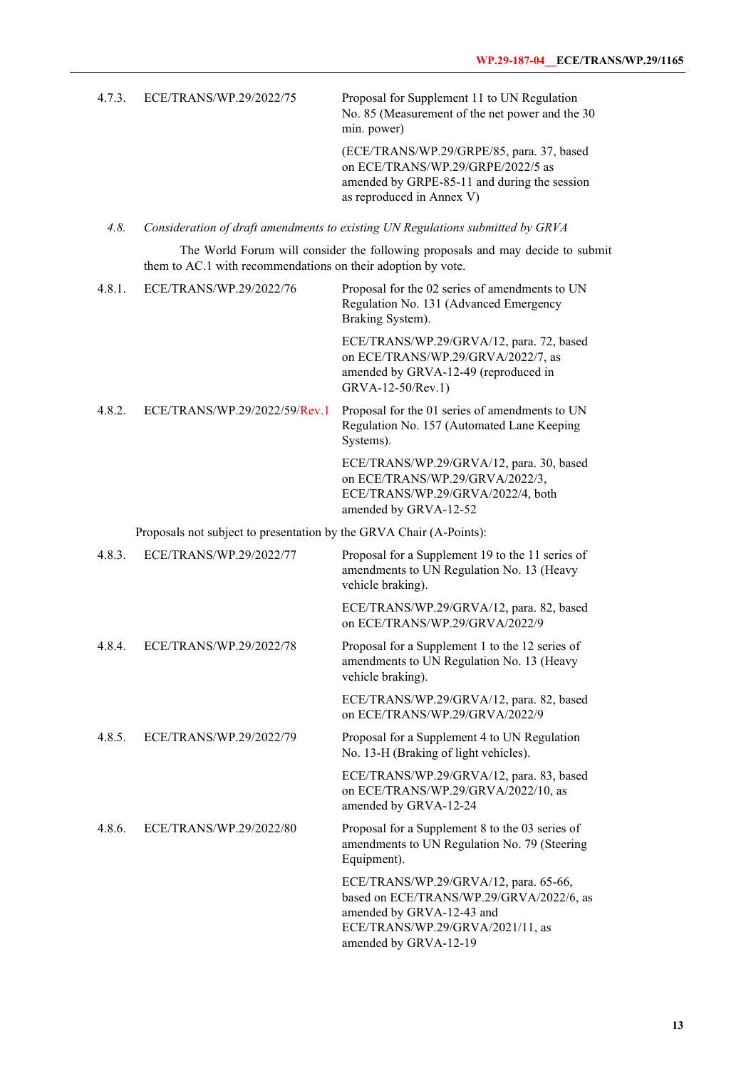| | | |
|---|---|---|
| 4.7.3. | ECE/TRANS/WP.29/2022/75 | Proposal for Supplement 11 to UN Regulation No. 85 (Measurement of the net power and the 30 min. power)<br><br>(ECE/TRANS/WP.29/GRPE/85, para. 37, based on ECE/TRANS/WP.29/GRPE/2022/5 as amended by GRPE-85-11 and during the session as reproduced in Annex V) |

*4.8. Consideration of draft amendments to existing UN Regulations submitted by GRVA*

The World Forum will consider the following proposals and may decide to submit them to AC.1 with recommendations on their adoption by vote.

| | | |
|---|---|---|
| 4.8.1. | ECE/TRANS/WP.29/2022/76 | Proposal for the 02 series of amendments to UN Regulation No. 131 (Advanced Emergency Braking System).<br><br>ECE/TRANS/WP.29/GRVA/12, para. 72, based on ECE/TRANS/WP.29/GRVA/2022/7, as amended by GRVA-12-49 (reproduced in GRVA-12-50/Rev.1) |
| 4.8.2. | ECE/TRANS/WP.29/2022/59/Rev.1 | Proposal for the 01 series of amendments to UN Regulation No. 157 (Automated Lane Keeping Systems).<br><br>ECE/TRANS/WP.29/GRVA/12, para. 30, based on ECE/TRANS/WP.29/GRVA/2022/3, ECE/TRANS/WP.29/GRVA/2022/4, both amended by GRVA-12-52 |

Proposals not subject to presentation by the GRVA Chair (A-Points):

| | | |
|---|---|---|
| 4.8.3. | ECE/TRANS/WP.29/2022/77 | Proposal for a Supplement 19 to the 11 series of amendments to UN Regulation No. 13 (Heavy vehicle braking).<br><br>ECE/TRANS/WP.29/GRVA/12, para. 82, based on ECE/TRANS/WP.29/GRVA/2022/9 |
| 4.8.4. | ECE/TRANS/WP.29/2022/78 | Proposal for a Supplement 1 to the 12 series of amendments to UN Regulation No. 13 (Heavy vehicle braking).<br><br>ECE/TRANS/WP.29/GRVA/12, para. 82, based on ECE/TRANS/WP.29/GRVA/2022/9 |
| 4.8.5. | ECE/TRANS/WP.29/2022/79 | Proposal for a Supplement 4 to UN Regulation No. 13-H (Braking of light vehicles).<br><br>ECE/TRANS/WP.29/GRVA/12, para. 83, based on ECE/TRANS/WP.29/GRVA/2022/10, as amended by GRVA-12-24 |
| 4.8.6. | ECE/TRANS/WP.29/2022/80 | Proposal for a Supplement 8 to the 03 series of amendments to UN Regulation No. 79 (Steering Equipment).<br><br>ECE/TRANS/WP.29/GRVA/12, para. 65-66, based on ECE/TRANS/WP.29/GRVA/2022/6, as amended by GRVA-12-43 and ECE/TRANS/WP.29/GRVA/2021/11, as amended by GRVA-12-19 |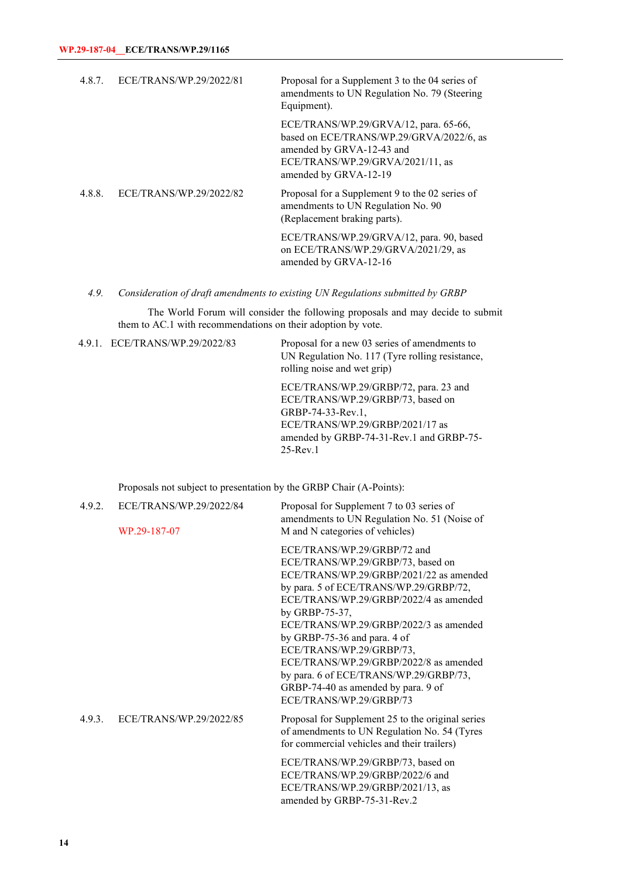| | | |
|---|---|---|
| 4.8.7. | ECE/TRANS/WP.29/2022/81 | Proposal for a Supplement 3 to the 04 series of amendments to UN Regulation No. 79 (Steering Equipment).<br><br>ECE/TRANS/WP.29/GRVA/12, para. 65-66, based on ECE/TRANS/WP.29/GRVA/2022/6, as amended by GRVA-12-43 and ECE/TRANS/WP.29/GRVA/2021/11, as amended by GRVA-12-19 |
| 4.8.8. | ECE/TRANS/WP.29/2022/82 | Proposal for a Supplement 9 to the 02 series of amendments to UN Regulation No. 90 (Replacement braking parts).<br><br>ECE/TRANS/WP.29/GRVA/12, para. 90, based on ECE/TRANS/WP.29/GRVA/2021/29, as amended by GRVA-12-16 |

*4.9. Consideration of draft amendments to existing UN Regulations submitted by GRBP*

The World Forum will consider the following proposals and may decide to submit them to AC.1 with recommendations on their adoption by vote.

| | | |
|---|---|---|
| 4.9.1. | ECE/TRANS/WP.29/2022/83 | Proposal for a new 03 series of amendments to UN Regulation No. 117 (Tyre rolling resistance, rolling noise and wet grip)<br><br>ECE/TRANS/WP.29/GRBP/72, para. 23 and ECE/TRANS/WP.29/GRBP/73, based on GRBP-74-33-Rev.1, ECE/TRANS/WP.29/GRBP/2021/17 as amended by GRBP-74-31-Rev.1 and GRBP-75-25-Rev.1 |

Proposals not subject to presentation by the GRBP Chair (A-Points):

| | | |
|---|---|---|
| 4.9.2. | ECE/TRANS/WP.29/2022/84<br><br>WP.29-187-07 | Proposal for Supplement 7 to 03 series of amendments to UN Regulation No. 51 (Noise of M and N categories of vehicles)<br><br>ECE/TRANS/WP.29/GRBP/72 and ECE/TRANS/WP.29/GRBP/73, based on ECE/TRANS/WP.29/GRBP/2021/22 as amended by para. 5 of ECE/TRANS/WP.29/GRBP/72, ECE/TRANS/WP.29/GRBP/2022/4 as amended by GRBP-75-37, ECE/TRANS/WP.29/GRBP/2022/3 as amended by GRBP-75-36 and para. 4 of ECE/TRANS/WP.29/GRBP/73, ECE/TRANS/WP.29/GRBP/2022/8 as amended by para. 6 of ECE/TRANS/WP.29/GRBP/73, GRBP-74-40 as amended by para. 9 of ECE/TRANS/WP.29/GRBP/73 |
| 4.9.3. | ECE/TRANS/WP.29/2022/85 | Proposal for Supplement 25 to the original series of amendments to UN Regulation No. 54 (Tyres for commercial vehicles and their trailers)<br><br>ECE/TRANS/WP.29/GRBP/73, based on ECE/TRANS/WP.29/GRBP/2022/6 and ECE/TRANS/WP.29/GRBP/2021/13, as amended by GRBP-75-31-Rev.2 |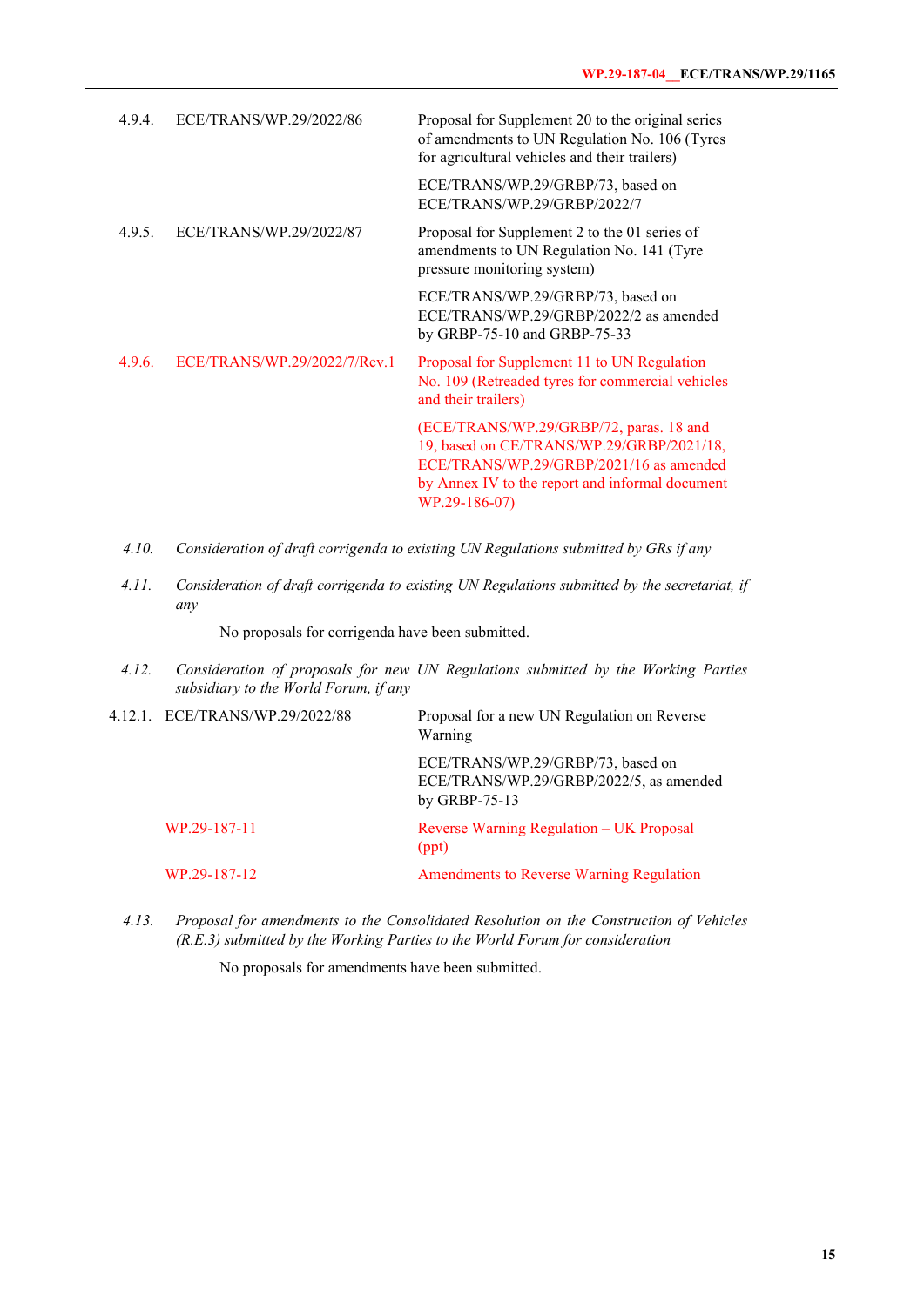| | | |
|---|---|---|
| 4.9.4. | ECE/TRANS/WP.29/2022/86 | Proposal for Supplement 20 to the original series of amendments to UN Regulation No. 106 (Tyres for agricultural vehicles and their trailers) |
| | | ECE/TRANS/WP.29/GRBP/73, based on ECE/TRANS/WP.29/GRBP/2022/7 |
| 4.9.5. | ECE/TRANS/WP.29/2022/87 | Proposal for Supplement 2 to the 01 series of amendments to UN Regulation No. 141 (Tyre pressure monitoring system) |
| | | ECE/TRANS/WP.29/GRBP/73, based on ECE/TRANS/WP.29/GRBP/2022/2 as amended by GRBP-75-10 and GRBP-75-33 |
| 4.9.6. | ECE/TRANS/WP.29/2022/7/Rev.1 | Proposal for Supplement 11 to UN Regulation No. 109 (Retreaded tyres for commercial vehicles and their trailers) |
| | | (ECE/TRANS/WP.29/GRBP/72, paras. 18 and 19, based on CE/TRANS/WP.29/GRBP/2021/18, ECE/TRANS/WP.29/GRBP/2021/16 as amended by Annex IV to the report and informal document WP.29-186-07) |

4.10. *Consideration of draft corrigenda to existing UN Regulations submitted by GRs if any*

4.11. *Consideration of draft corrigenda to existing UN Regulations submitted by the secretariat, if any*

No proposals for corrigenda have been submitted.

4.12. *Consideration of proposals for new UN Regulations submitted by the Working Parties subsidiary to the World Forum, if any*

| | | |
|---|---|---|
| 4.12.1. | ECE/TRANS/WP.29/2022/88 | Proposal for a new UN Regulation on Reverse Warning |
| | | ECE/TRANS/WP.29/GRBP/73, based on ECE/TRANS/WP.29/GRBP/2022/5, as amended by GRBP-75-13 |
| | WP.29-187-11 | Reverse Warning Regulation – UK Proposal (ppt) |
| | WP.29-187-12 | Amendments to Reverse Warning Regulation |

4.13. *Proposal for amendments to the Consolidated Resolution on the Construction of Vehicles (R.E.3) submitted by the Working Parties to the World Forum for consideration*

No proposals for amendments have been submitted.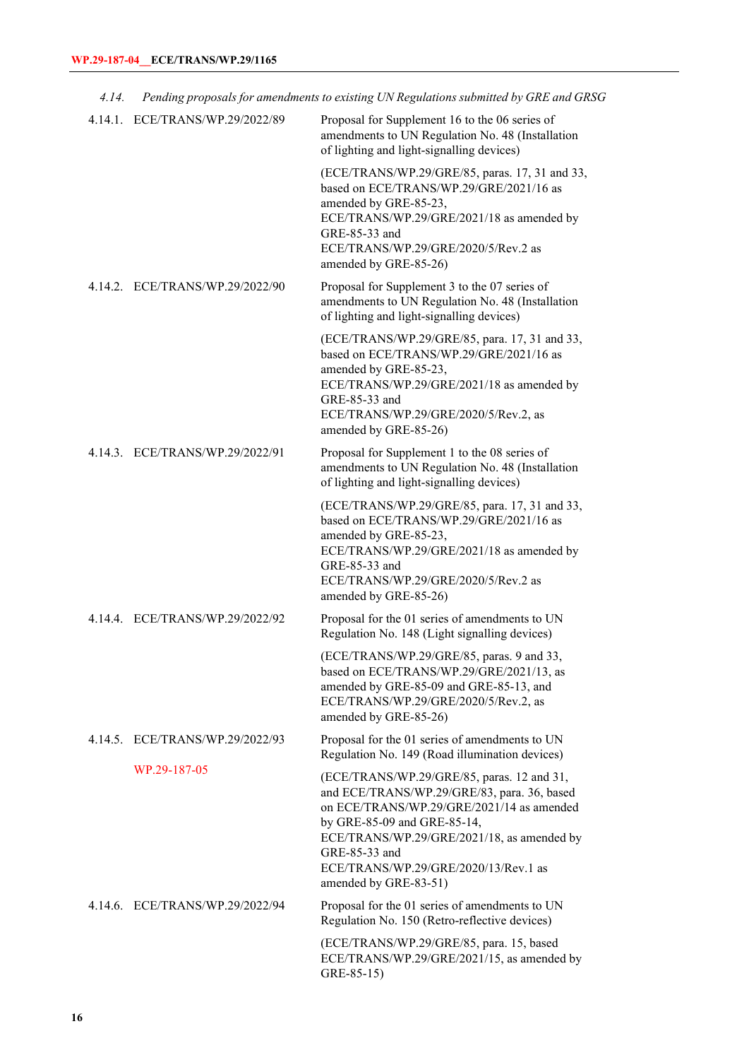*4.14. Pending proposals for amendments to existing UN Regulations submitted by GRE and GRSG*

| | | |
|---|---|---|
| 4.14.1. | ECE/TRANS/WP.29/2022/89 | Proposal for Supplement 16 to the 06 series of amendments to UN Regulation No. 48 (Installation of lighting and light-signalling devices)<br><br>(ECE/TRANS/WP.29/GRE/85, paras. 17, 31 and 33, based on ECE/TRANS/WP.29/GRE/2021/16 as amended by GRE-85-23, ECE/TRANS/WP.29/GRE/2021/18 as amended by GRE-85-33 and ECE/TRANS/WP.29/GRE/2020/5/Rev.2 as amended by GRE-85-26) |
| 4.14.2. | ECE/TRANS/WP.29/2022/90 | Proposal for Supplement 3 to the 07 series of amendments to UN Regulation No. 48 (Installation of lighting and light-signalling devices)<br><br>(ECE/TRANS/WP.29/GRE/85, para. 17, 31 and 33, based on ECE/TRANS/WP.29/GRE/2021/16 as amended by GRE-85-23, ECE/TRANS/WP.29/GRE/2021/18 as amended by GRE-85-33 and ECE/TRANS/WP.29/GRE/2020/5/Rev.2, as amended by GRE-85-26) |
| 4.14.3. | ECE/TRANS/WP.29/2022/91 | Proposal for Supplement 1 to the 08 series of amendments to UN Regulation No. 48 (Installation of lighting and light-signalling devices)<br><br>(ECE/TRANS/WP.29/GRE/85, para. 17, 31 and 33, based on ECE/TRANS/WP.29/GRE/2021/16 as amended by GRE-85-23, ECE/TRANS/WP.29/GRE/2021/18 as amended by GRE-85-33 and ECE/TRANS/WP.29/GRE/2020/5/Rev.2 as amended by GRE-85-26) |
| 4.14.4. | ECE/TRANS/WP.29/2022/92 | Proposal for the 01 series of amendments to UN Regulation No. 148 (Light signalling devices)<br><br>(ECE/TRANS/WP.29/GRE/85, paras. 9 and 33, based on ECE/TRANS/WP.29/GRE/2021/13, as amended by GRE-85-09 and GRE-85-13, and ECE/TRANS/WP.29/GRE/2020/5/Rev.2, as amended by GRE-85-26) |
| 4.14.5. | ECE/TRANS/WP.29/2022/93<br><br>WP.29-187-05 | Proposal for the 01 series of amendments to UN Regulation No. 149 (Road illumination devices)<br><br>(ECE/TRANS/WP.29/GRE/85, paras. 12 and 31, and ECE/TRANS/WP.29/GRE/83, para. 36, based on ECE/TRANS/WP.29/GRE/2021/14 as amended by GRE-85-09 and GRE-85-14, ECE/TRANS/WP.29/GRE/2021/18, as amended by GRE-85-33 and ECE/TRANS/WP.29/GRE/2020/13/Rev.1 as amended by GRE-83-51) |
| 4.14.6. | ECE/TRANS/WP.29/2022/94 | Proposal for the 01 series of amendments to UN Regulation No. 150 (Retro-reflective devices)<br><br>(ECE/TRANS/WP.29/GRE/85, para. 15, based ECE/TRANS/WP.29/GRE/2021/15, as amended by GRE-85-15) |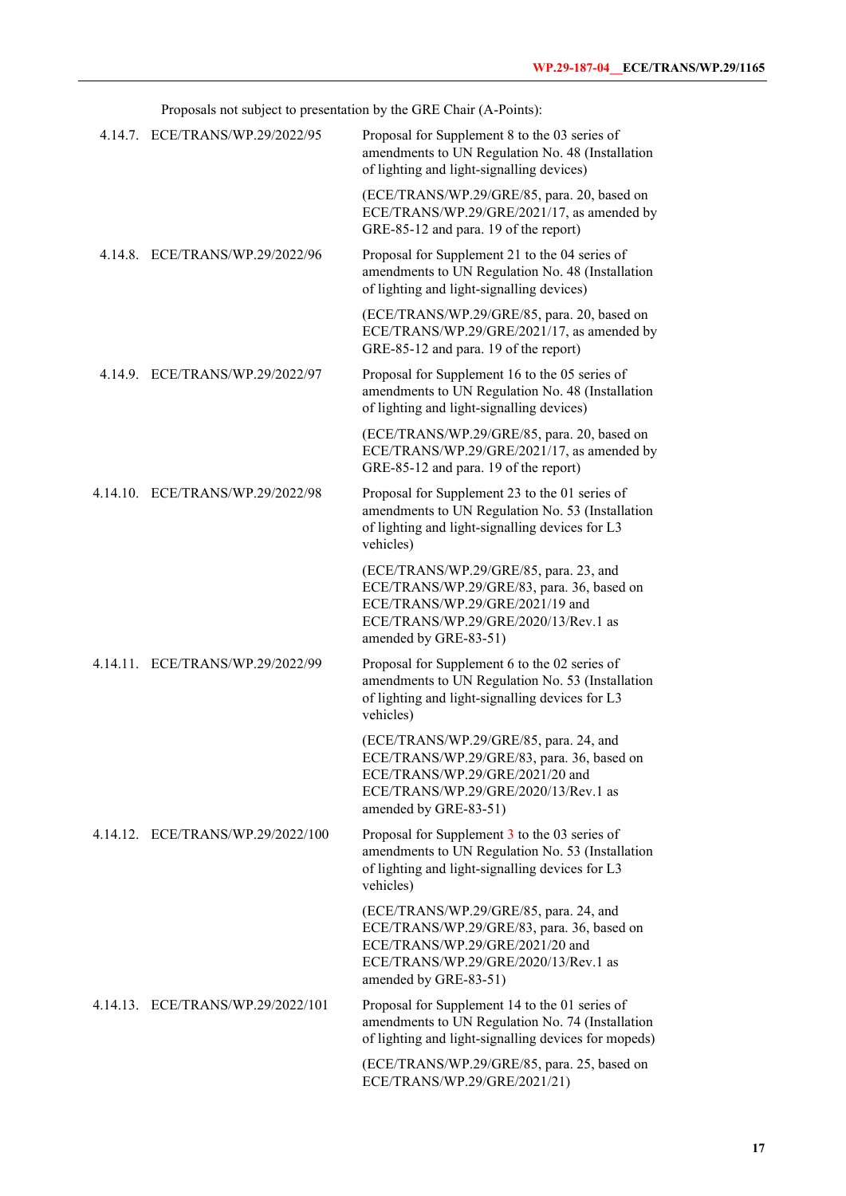Proposals not subject to presentation by the GRE Chair (A-Points):

| | | |
|---|---|---|
| 4.14.7. | ECE/TRANS/WP.29/2022/95 | Proposal for Supplement 8 to the 03 series of amendments to UN Regulation No. 48 (Installation of lighting and light-signalling devices)<br><br>(ECE/TRANS/WP.29/GRE/85, para. 20, based on ECE/TRANS/WP.29/GRE/2021/17, as amended by GRE-85-12 and para. 19 of the report) |
| 4.14.8. | ECE/TRANS/WP.29/2022/96 | Proposal for Supplement 21 to the 04 series of amendments to UN Regulation No. 48 (Installation of lighting and light-signalling devices)<br><br>(ECE/TRANS/WP.29/GRE/85, para. 20, based on ECE/TRANS/WP.29/GRE/2021/17, as amended by GRE-85-12 and para. 19 of the report) |
| 4.14.9. | ECE/TRANS/WP.29/2022/97 | Proposal for Supplement 16 to the 05 series of amendments to UN Regulation No. 48 (Installation of lighting and light-signalling devices)<br><br>(ECE/TRANS/WP.29/GRE/85, para. 20, based on ECE/TRANS/WP.29/GRE/2021/17, as amended by GRE-85-12 and para. 19 of the report) |
| 4.14.10. | ECE/TRANS/WP.29/2022/98 | Proposal for Supplement 23 to the 01 series of amendments to UN Regulation No. 53 (Installation of lighting and light-signalling devices for L3 vehicles)<br><br>(ECE/TRANS/WP.29/GRE/85, para. 23, and ECE/TRANS/WP.29/GRE/83, para. 36, based on ECE/TRANS/WP.29/GRE/2021/19 and ECE/TRANS/WP.29/GRE/2020/13/Rev.1 as amended by GRE-83-51) |
| 4.14.11. | ECE/TRANS/WP.29/2022/99 | Proposal for Supplement 6 to the 02 series of amendments to UN Regulation No. 53 (Installation of lighting and light-signalling devices for L3 vehicles)<br><br>(ECE/TRANS/WP.29/GRE/85, para. 24, and ECE/TRANS/WP.29/GRE/83, para. 36, based on ECE/TRANS/WP.29/GRE/2021/20 and ECE/TRANS/WP.29/GRE/2020/13/Rev.1 as amended by GRE-83-51) |
| 4.14.12. | ECE/TRANS/WP.29/2022/100 | Proposal for Supplement 3 to the 03 series of amendments to UN Regulation No. 53 (Installation of lighting and light-signalling devices for L3 vehicles)<br><br>(ECE/TRANS/WP.29/GRE/85, para. 24, and ECE/TRANS/WP.29/GRE/83, para. 36, based on ECE/TRANS/WP.29/GRE/2021/20 and ECE/TRANS/WP.29/GRE/2020/13/Rev.1 as amended by GRE-83-51) |
| 4.14.13. | ECE/TRANS/WP.29/2022/101 | Proposal for Supplement 14 to the 01 series of amendments to UN Regulation No. 74 (Installation of lighting and light-signalling devices for mopeds)<br><br>(ECE/TRANS/WP.29/GRE/85, para. 25, based on ECE/TRANS/WP.29/GRE/2021/21) |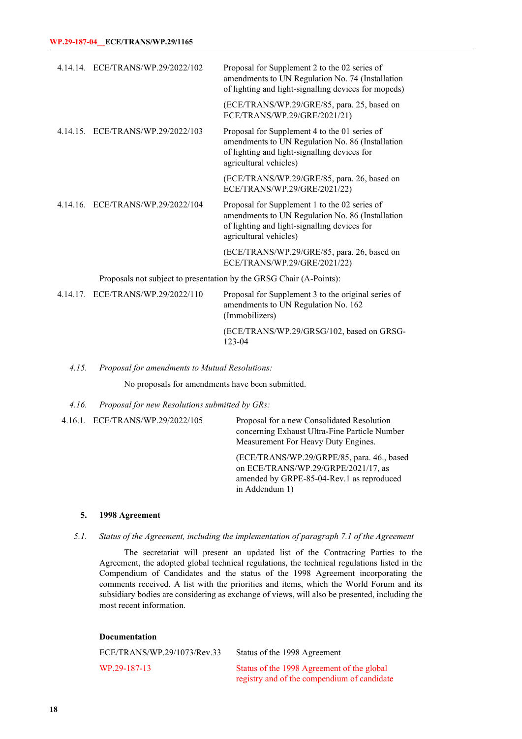| | | |
|---|---|---|
| 4.14.14. | ECE/TRANS/WP.29/2022/102 | Proposal for Supplement 2 to the 02 series of amendments to UN Regulation No. 74 (Installation of lighting and light-signalling devices for mopeds) |
| | | (ECE/TRANS/WP.29/GRE/85, para. 25, based on ECE/TRANS/WP.29/GRE/2021/21) |
| 4.14.15. | ECE/TRANS/WP.29/2022/103 | Proposal for Supplement 4 to the 01 series of amendments to UN Regulation No. 86 (Installation of lighting and light-signalling devices for agricultural vehicles) |
| | | (ECE/TRANS/WP.29/GRE/85, para. 26, based on ECE/TRANS/WP.29/GRE/2021/22) |
| 4.14.16. | ECE/TRANS/WP.29/2022/104 | Proposal for Supplement 1 to the 02 series of amendments to UN Regulation No. 86 (Installation of lighting and light-signalling devices for agricultural vehicles) |
| | | (ECE/TRANS/WP.29/GRE/85, para. 26, based on ECE/TRANS/WP.29/GRE/2021/22) |

Proposals not subject to presentation by the GRSG Chair (A-Points):

| | | |
|---|---|---|
| 4.14.17. | ECE/TRANS/WP.29/2022/110 | Proposal for Supplement 3 to the original series of amendments to UN Regulation No. 162 (Immobilizers) |
| | | (ECE/TRANS/WP.29/GRSG/102, based on GRSG-123-04 |

*4.15. Proposal for amendments to Mutual Resolutions:*

No proposals for amendments have been submitted.

*4.16. Proposal for new Resolutions submitted by GRs:*

| | | |
|---|---|---|
| 4.16.1. | ECE/TRANS/WP.29/2022/105 | Proposal for a new Consolidated Resolution concerning Exhaust Ultra-Fine Particle Number Measurement For Heavy Duty Engines. |
| | | (ECE/TRANS/WP.29/GRPE/85, para. 46., based on ECE/TRANS/WP.29/GRPE/2021/17, as amended by GRPE-85-04-Rev.1 as reproduced in Addendum 1) |

## 5. 1998 Agreement

*5.1. Status of the Agreement, including the implementation of paragraph 7.1 of the Agreement*

The secretariat will present an updated list of the Contracting Parties to the Agreement, the adopted global technical regulations, the technical regulations listed in the Compendium of Candidates and the status of the 1998 Agreement incorporating the comments received. A list with the priorities and items, which the World Forum and its subsidiary bodies are considering as exchange of views, will also be presented, including the most recent information.

**Documentation**

| | |
|---|---|
| ECE/TRANS/WP.29/1073/Rev.33 | Status of the 1998 Agreement |
| WP.29-187-13 | Status of the 1998 Agreement of the global registry and of the compendium of candidate |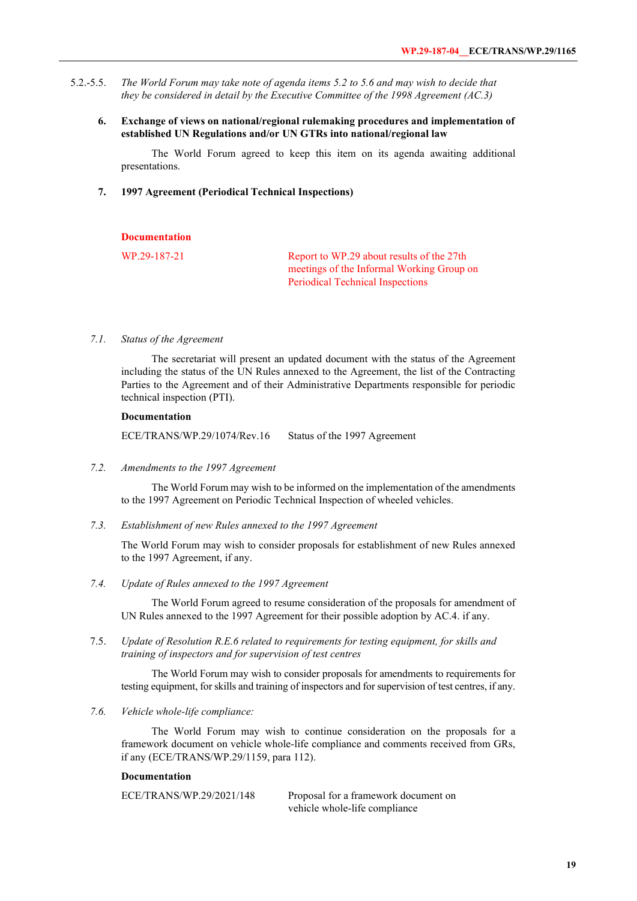5.2.-5.5. *The World Forum may take note of agenda items 5.2 to 5.6 and may wish to decide that they be considered in detail by the Executive Committee of the 1998 Agreement (AC.3)*

## 6. Exchange of views on national/regional rulemaking procedures and implementation of established UN Regulations and/or UN GTRs into national/regional law

The World Forum agreed to keep this item on its agenda awaiting additional presentations.

## 7. 1997 Agreement (Periodical Technical Inspections)

**Documentation**

| | |
|---|---|
| WP.29-187-21 | Report to WP.29 about results of the 27th meetings of the Informal Working Group on Periodical Technical Inspections |

### 7.1. *Status of the Agreement*

The secretariat will present an updated document with the status of the Agreement including the status of the UN Rules annexed to the Agreement, the list of the Contracting Parties to the Agreement and of their Administrative Departments responsible for periodic technical inspection (PTI).

**Documentation**

| | |
|---|---|
| ECE/TRANS/WP.29/1074/Rev.16 | Status of the 1997 Agreement |

### 7.2. *Amendments to the 1997 Agreement*

The World Forum may wish to be informed on the implementation of the amendments to the 1997 Agreement on Periodic Technical Inspection of wheeled vehicles.

### 7.3. *Establishment of new Rules annexed to the 1997 Agreement*

The World Forum may wish to consider proposals for establishment of new Rules annexed to the 1997 Agreement, if any.

### 7.4. *Update of Rules annexed to the 1997 Agreement*

The World Forum agreed to resume consideration of the proposals for amendment of UN Rules annexed to the 1997 Agreement for their possible adoption by AC.4. if any.

### 7.5. *Update of Resolution R.E.6 related to requirements for testing equipment, for skills and training of inspectors and for supervision of test centres*

The World Forum may wish to consider proposals for amendments to requirements for testing equipment, for skills and training of inspectors and for supervision of test centres, if any.

### 7.6. *Vehicle whole-life compliance:*

The World Forum may wish to continue consideration on the proposals for a framework document on vehicle whole-life compliance and comments received from GRs, if any (ECE/TRANS/WP.29/1159, para 112).

**Documentation**

| | |
|---|---|
| ECE/TRANS/WP.29/2021/148 | Proposal for a framework document on vehicle whole-life compliance |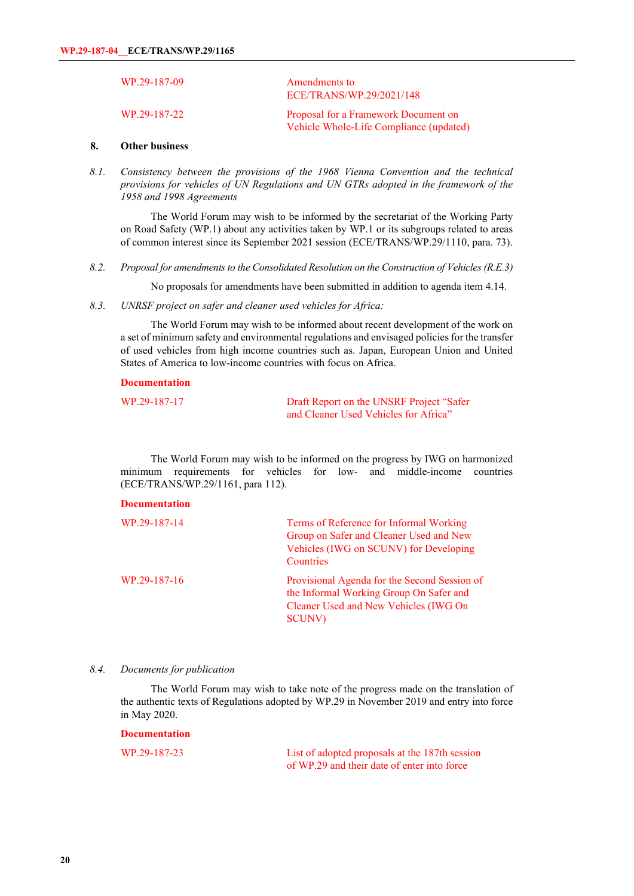| | |
|---|---|
| WP.29-187-09 | Amendments to ECE/TRANS/WP.29/2021/148 |
| WP.29-187-22 | Proposal for a Framework Document on Vehicle Whole-Life Compliance (updated) |

## 8. Other business

*8.1. Consistency between the provisions of the 1968 Vienna Convention and the technical provisions for vehicles of UN Regulations and UN GTRs adopted in the framework of the 1958 and 1998 Agreements*

The World Forum may wish to be informed by the secretariat of the Working Party on Road Safety (WP.1) about any activities taken by WP.1 or its subgroups related to areas of common interest since its September 2021 session (ECE/TRANS/WP.29/1110, para. 73).

*8.2. Proposal for amendments to the Consolidated Resolution on the Construction of Vehicles (R.E.3)*

No proposals for amendments have been submitted in addition to agenda item 4.14.

*8.3. UNRSF project on safer and cleaner used vehicles for Africa:*

The World Forum may wish to be informed about recent development of the work on a set of minimum safety and environmental regulations and envisaged policies for the transfer of used vehicles from high income countries such as. Japan, European Union and United States of America to low-income countries with focus on Africa.

**Documentation**

| | |
|---|---|
| WP.29-187-17 | Draft Report on the UNRSF Project “Safer and Cleaner Used Vehicles for Africa” |

The World Forum may wish to be informed on the progress by IWG on harmonized minimum requirements for vehicles for low- and middle-income countries (ECE/TRANS/WP.29/1161, para 112).

**Documentation**

| | |
|---|---|
| WP.29-187-14 | Terms of Reference for Informal Working Group on Safer and Cleaner Used and New Vehicles (IWG on SCUNV) for Developing Countries |
| WP.29-187-16 | Provisional Agenda for the Second Session of the Informal Working Group On Safer and Cleaner Used and New Vehicles (IWG On SCUNV) |

*8.4. Documents for publication*

The World Forum may wish to take note of the progress made on the translation of the authentic texts of Regulations adopted by WP.29 in November 2019 and entry into force in May 2020.

**Documentation**

| | |
|---|---|
| WP.29-187-23 | List of adopted proposals at the 187th session of WP.29 and their date of enter into force |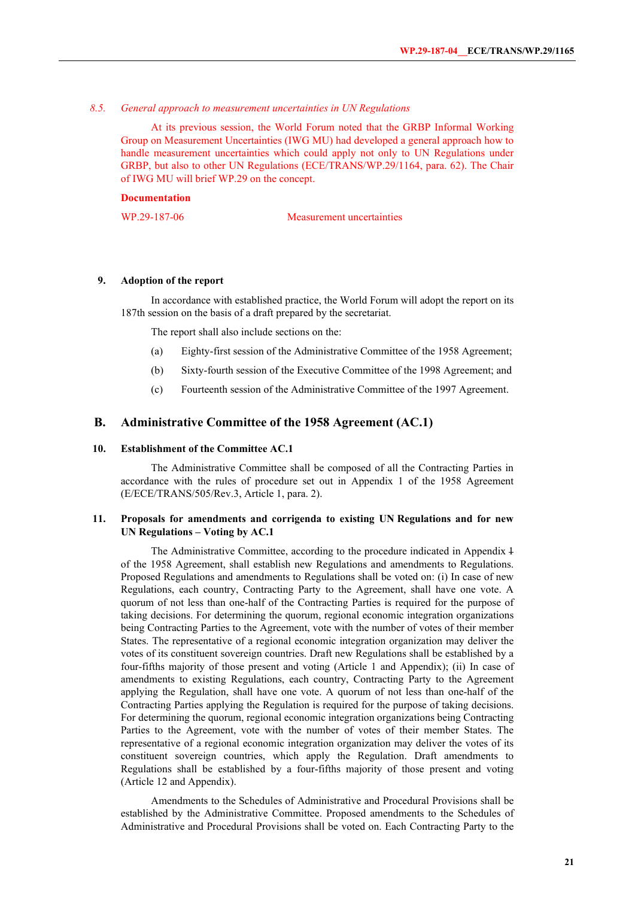*8.5. General approach to measurement uncertainties in UN Regulations*

At its previous session, the World Forum noted that the GRBP Informal Working Group on Measurement Uncertainties (IWG MU) had developed a general approach how to handle measurement uncertainties which could apply not only to UN Regulations under GRBP, but also to other UN Regulations (ECE/TRANS/WP.29/1164, para. 62). The Chair of IWG MU will brief WP.29 on the concept.

**Documentation**

WP.29-187-06 Measurement uncertainties

### 9. Adoption of the report

In accordance with established practice, the World Forum will adopt the report on its 187th session on the basis of a draft prepared by the secretariat.

The report shall also include sections on the:

(a) Eighty-first session of the Administrative Committee of the 1958 Agreement;

(b) Sixty-fourth session of the Executive Committee of the 1998 Agreement; and

(c) Fourteenth session of the Administrative Committee of the 1997 Agreement.

## B. Administrative Committee of the 1958 Agreement (AC.1)

### 10. Establishment of the Committee AC.1

The Administrative Committee shall be composed of all the Contracting Parties in accordance with the rules of procedure set out in Appendix 1 of the 1958 Agreement (E/ECE/TRANS/505/Rev.3, Article 1, para. 2).

### 11. Proposals for amendments and corrigenda to existing UN Regulations and for new UN Regulations – Voting by AC.1

The Administrative Committee, according to the procedure indicated in Appendix ~~1~~ of the 1958 Agreement, shall establish new Regulations and amendments to Regulations. Proposed Regulations and amendments to Regulations shall be voted on: (i) In case of new Regulations, each country, Contracting Party to the Agreement, shall have one vote. A quorum of not less than one-half of the Contracting Parties is required for the purpose of taking decisions. For determining the quorum, regional economic integration organizations being Contracting Parties to the Agreement, vote with the number of votes of their member States. The representative of a regional economic integration organization may deliver the votes of its constituent sovereign countries. Draft new Regulations shall be established by a four-fifths majority of those present and voting (Article 1 and Appendix); (ii) In case of amendments to existing Regulations, each country, Contracting Party to the Agreement applying the Regulation, shall have one vote. A quorum of not less than one-half of the Contracting Parties applying the Regulation is required for the purpose of taking decisions. For determining the quorum, regional economic integration organizations being Contracting Parties to the Agreement, vote with the number of votes of their member States. The representative of a regional economic integration organization may deliver the votes of its constituent sovereign countries, which apply the Regulation. Draft amendments to Regulations shall be established by a four-fifths majority of those present and voting (Article 12 and Appendix).

Amendments to the Schedules of Administrative and Procedural Provisions shall be established by the Administrative Committee. Proposed amendments to the Schedules of Administrative and Procedural Provisions shall be voted on. Each Contracting Party to the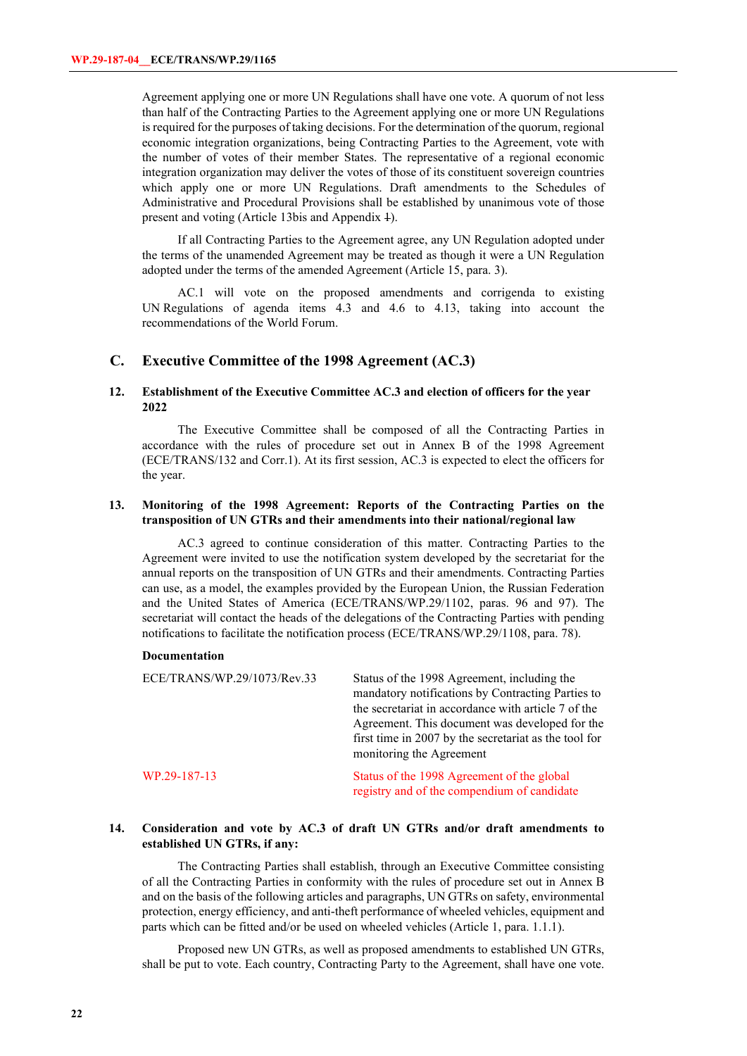Agreement applying one or more UN Regulations shall have one vote. A quorum of not less than half of the Contracting Parties to the Agreement applying one or more UN Regulations is required for the purposes of taking decisions. For the determination of the quorum, regional economic integration organizations, being Contracting Parties to the Agreement, vote with the number of votes of their member States. The representative of a regional economic integration organization may deliver the votes of those of its constituent sovereign countries which apply one or more UN Regulations. Draft amendments to the Schedules of Administrative and Procedural Provisions shall be established by unanimous vote of those present and voting (Article 13bis and Appendix ~~1~~).

If all Contracting Parties to the Agreement agree, any UN Regulation adopted under the terms of the unamended Agreement may be treated as though it were a UN Regulation adopted under the terms of the amended Agreement (Article 15, para. 3).

AC.1 will vote on the proposed amendments and corrigenda to existing UN Regulations of agenda items 4.3 and 4.6 to 4.13, taking into account the recommendations of the World Forum.

## C. Executive Committee of the 1998 Agreement (AC.3)

### 12. Establishment of the Executive Committee AC.3 and election of officers for the year 2022

The Executive Committee shall be composed of all the Contracting Parties in accordance with the rules of procedure set out in Annex B of the 1998 Agreement (ECE/TRANS/132 and Corr.1). At its first session, AC.3 is expected to elect the officers for the year.

### 13. Monitoring of the 1998 Agreement: Reports of the Contracting Parties on the transposition of UN GTRs and their amendments into their national/regional law

AC.3 agreed to continue consideration of this matter. Contracting Parties to the Agreement were invited to use the notification system developed by the secretariat for the annual reports on the transposition of UN GTRs and their amendments. Contracting Parties can use, as a model, the examples provided by the European Union, the Russian Federation and the United States of America (ECE/TRANS/WP.29/1102, paras. 96 and 97). The secretariat will contact the heads of the delegations of the Contracting Parties with pending notifications to facilitate the notification process (ECE/TRANS/WP.29/1108, para. 78).

**Documentation**

| | |
|---|---|
| ECE/TRANS/WP.29/1073/Rev.33 | Status of the 1998 Agreement, including the mandatory notifications by Contracting Parties to the secretariat in accordance with article 7 of the Agreement. This document was developed for the first time in 2007 by the secretariat as the tool for monitoring the Agreement |
| WP.29-187-13 | Status of the 1998 Agreement of the global registry and of the compendium of candidate |

### 14. Consideration and vote by AC.3 of draft UN GTRs and/or draft amendments to established UN GTRs, if any:

The Contracting Parties shall establish, through an Executive Committee consisting of all the Contracting Parties in conformity with the rules of procedure set out in Annex B and on the basis of the following articles and paragraphs, UN GTRs on safety, environmental protection, energy efficiency, and anti-theft performance of wheeled vehicles, equipment and parts which can be fitted and/or be used on wheeled vehicles (Article 1, para. 1.1.1).

Proposed new UN GTRs, as well as proposed amendments to established UN GTRs, shall be put to vote. Each country, Contracting Party to the Agreement, shall have one vote.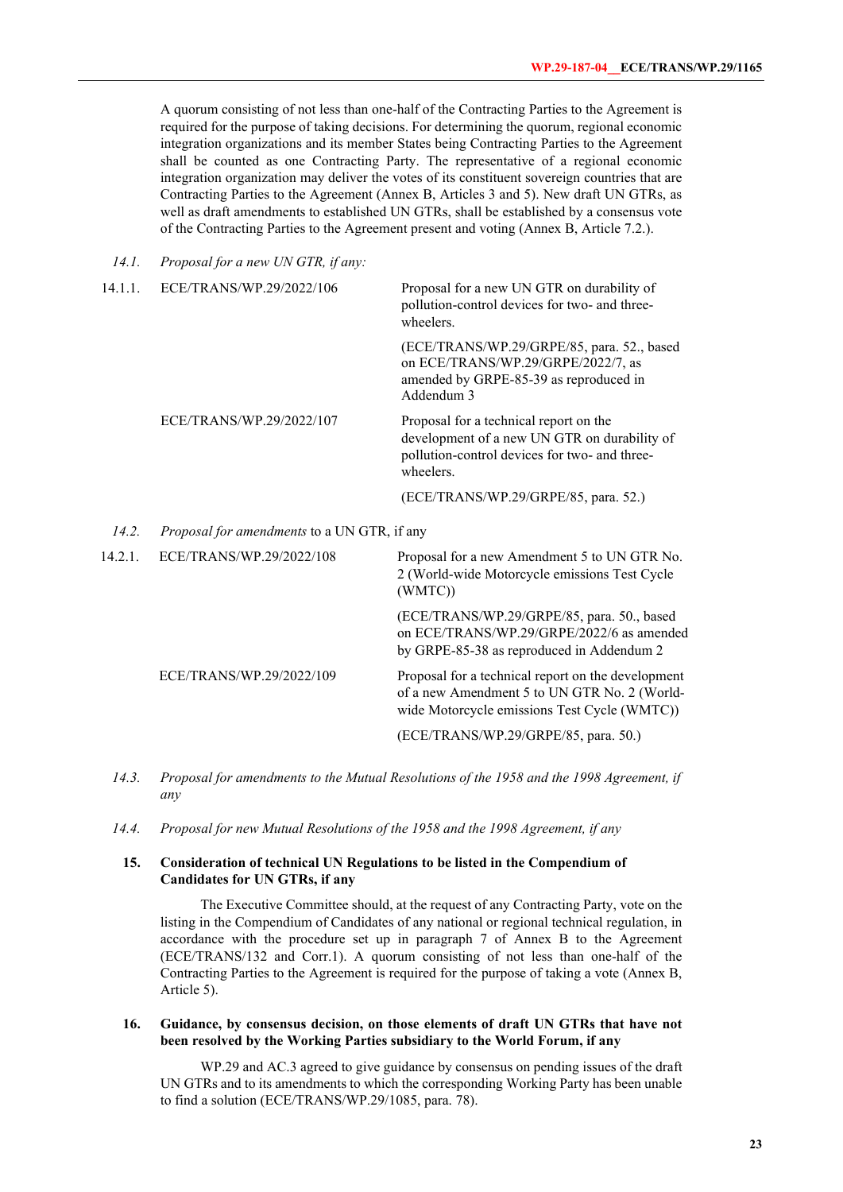A quorum consisting of not less than one-half of the Contracting Parties to the Agreement is required for the purpose of taking decisions. For determining the quorum, regional economic integration organizations and its member States being Contracting Parties to the Agreement shall be counted as one Contracting Party. The representative of a regional economic integration organization may deliver the votes of its constituent sovereign countries that are Contracting Parties to the Agreement (Annex B, Articles 3 and 5). New draft UN GTRs, as well as draft amendments to established UN GTRs, shall be established by a consensus vote of the Contracting Parties to the Agreement present and voting (Annex B, Article 7.2.).

*14.1. Proposal for a new UN GTR, if any:*

| | | |
|---|---|---|
| 14.1.1. | ECE/TRANS/WP.29/2022/106 | Proposal for a new UN GTR on durability of pollution-control devices for two- and three-wheelers.<br><br>(ECE/TRANS/WP.29/GRPE/85, para. 52., based on ECE/TRANS/WP.29/GRPE/2022/7, as amended by GRPE-85-39 as reproduced in Addendum 3 |
| | ECE/TRANS/WP.29/2022/107 | Proposal for a technical report on the development of a new UN GTR on durability of pollution-control devices for two- and three-wheelers.<br><br>(ECE/TRANS/WP.29/GRPE/85, para. 52.) |

*14.2. Proposal for amendments* to a UN GTR, if any

| | | |
|---|---|---|
| 14.2.1. | ECE/TRANS/WP.29/2022/108 | Proposal for a new Amendment 5 to UN GTR No. 2 (World-wide Motorcycle emissions Test Cycle (WMTC))<br><br>(ECE/TRANS/WP.29/GRPE/85, para. 50., based on ECE/TRANS/WP.29/GRPE/2022/6 as amended by GRPE-85-38 as reproduced in Addendum 2 |
| | ECE/TRANS/WP.29/2022/109 | Proposal for a technical report on the development of a new Amendment 5 to UN GTR No. 2 (World-wide Motorcycle emissions Test Cycle (WMTC))<br><br>(ECE/TRANS/WP.29/GRPE/85, para. 50.) |

*14.3. Proposal for amendments to the Mutual Resolutions of the 1958 and the 1998 Agreement, if any*

*14.4. Proposal for new Mutual Resolutions of the 1958 and the 1998 Agreement, if any*

## 15. Consideration of technical UN Regulations to be listed in the Compendium of Candidates for UN GTRs, if any

The Executive Committee should, at the request of any Contracting Party, vote on the listing in the Compendium of Candidates of any national or regional technical regulation, in accordance with the procedure set up in paragraph 7 of Annex B to the Agreement (ECE/TRANS/132 and Corr.1). A quorum consisting of not less than one-half of the Contracting Parties to the Agreement is required for the purpose of taking a vote (Annex B, Article 5).

## 16. Guidance, by consensus decision, on those elements of draft UN GTRs that have not been resolved by the Working Parties subsidiary to the World Forum, if any

WP.29 and AC.3 agreed to give guidance by consensus on pending issues of the draft UN GTRs and to its amendments to which the corresponding Working Party has been unable to find a solution (ECE/TRANS/WP.29/1085, para. 78).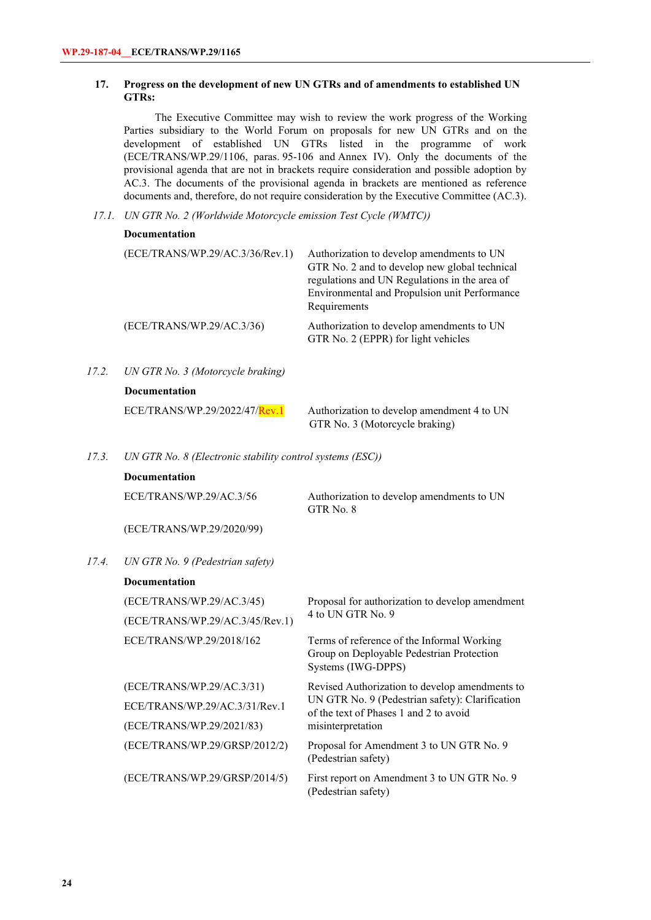## 17. Progress on the development of new UN GTRs and of amendments to established UN GTRs:

The Executive Committee may wish to review the work progress of the Working Parties subsidiary to the World Forum on proposals for new UN GTRs and on the development of established UN GTRs listed in the programme of work (ECE/TRANS/WP.29/1106, paras. 95-106 and Annex IV). Only the documents of the provisional agenda that are not in brackets require consideration and possible adoption by AC.3. The documents of the provisional agenda in brackets are mentioned as reference documents and, therefore, do not require consideration by the Executive Committee (AC.3).

### 17.1. *UN GTR No. 2 (Worldwide Motorcycle emission Test Cycle (WMTC))*

**Documentation**

| | |
|---|---|
| (ECE/TRANS/WP.29/AC.3/36/Rev.1) | Authorization to develop amendments to UN GTR No. 2 and to develop new global technical regulations and UN Regulations in the area of Environmental and Propulsion unit Performance Requirements |
| (ECE/TRANS/WP.29/AC.3/36) | Authorization to develop amendments to UN GTR No. 2 (EPPR) for light vehicles |

### 17.2. *UN GTR No. 3 (Motorcycle braking)*

**Documentation**

| | |
|---|---|
| ECE/TRANS/WP.29/2022/47/Rev.1 | Authorization to develop amendment 4 to UN GTR No. 3 (Motorcycle braking) |

### 17.3. *UN GTR No. 8 (Electronic stability control systems (ESC))*

**Documentation**

| | |
|---|---|
| ECE/TRANS/WP.29/AC.3/56 | Authorization to develop amendments to UN GTR No. 8 |
| (ECE/TRANS/WP.29/2020/99) | |

### 17.4. *UN GTR No. 9 (Pedestrian safety)*

**Documentation**

| | |
|---|---|
| (ECE/TRANS/WP.29/AC.3/45)<br>(ECE/TRANS/WP.29/AC.3/45/Rev.1) | Proposal for authorization to develop amendment 4 to UN GTR No. 9 |
| ECE/TRANS/WP.29/2018/162 | Terms of reference of the Informal Working Group on Deployable Pedestrian Protection Systems (IWG-DPPS) |
| (ECE/TRANS/WP.29/AC.3/31)<br>ECE/TRANS/WP.29/AC.3/31/Rev.1<br>(ECE/TRANS/WP.29/2021/83) | Revised Authorization to develop amendments to UN GTR No. 9 (Pedestrian safety): Clarification of the text of Phases 1 and 2 to avoid misinterpretation |
| (ECE/TRANS/WP.29/GRSP/2012/2) | Proposal for Amendment 3 to UN GTR No. 9 (Pedestrian safety) |
| (ECE/TRANS/WP.29/GRSP/2014/5) | First report on Amendment 3 to UN GTR No. 9 (Pedestrian safety) |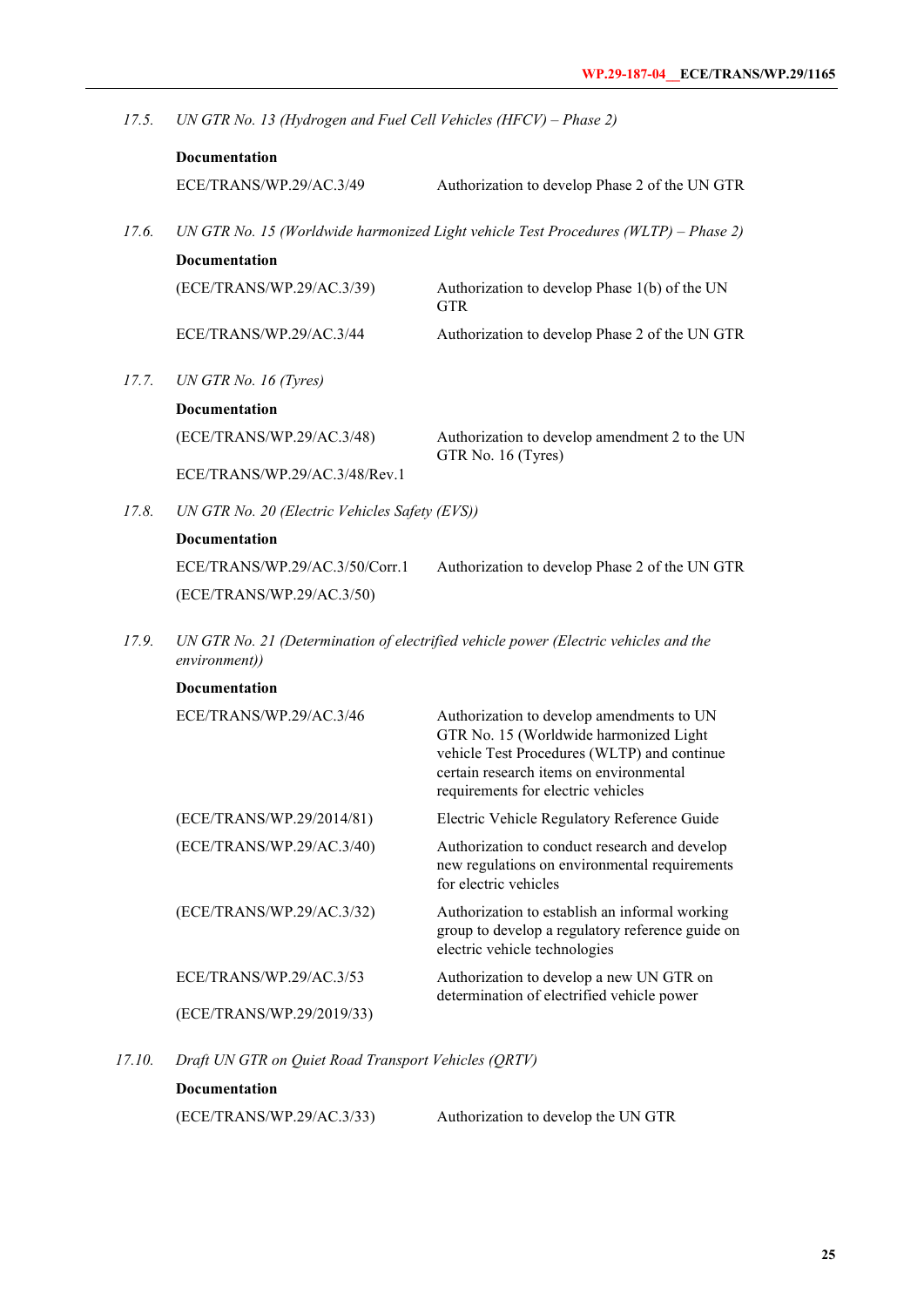17.5. *UN GTR No. 13 (Hydrogen and Fuel Cell Vehicles (HFCV) – Phase 2)*

**Documentation**

| | |
|---|---|
| ECE/TRANS/WP.29/AC.3/49 | Authorization to develop Phase 2 of the UN GTR |

17.6. *UN GTR No. 15 (Worldwide harmonized Light vehicle Test Procedures (WLTP) – Phase 2)*

**Documentation**

| | |
|---|---|
| (ECE/TRANS/WP.29/AC.3/39) | Authorization to develop Phase 1(b) of the UN GTR |
| ECE/TRANS/WP.29/AC.3/44 | Authorization to develop Phase 2 of the UN GTR |

17.7. *UN GTR No. 16 (Tyres)*

**Documentation**

| | |
|---|---|
| (ECE/TRANS/WP.29/AC.3/48) | Authorization to develop amendment 2 to the UN GTR No. 16 (Tyres) |
| ECE/TRANS/WP.29/AC.3/48/Rev.1 | |

17.8. *UN GTR No. 20 (Electric Vehicles Safety (EVS))*

**Documentation**

| | |
|---|---|
| ECE/TRANS/WP.29/AC.3/50/Corr.1 | Authorization to develop Phase 2 of the UN GTR |
| (ECE/TRANS/WP.29/AC.3/50) | |

17.9. *UN GTR No. 21 (Determination of electrified vehicle power (Electric vehicles and the environment))*

**Documentation**

| | |
|---|---|
| ECE/TRANS/WP.29/AC.3/46 | Authorization to develop amendments to UN GTR No. 15 (Worldwide harmonized Light vehicle Test Procedures (WLTP) and continue certain research items on environmental requirements for electric vehicles |
| (ECE/TRANS/WP.29/2014/81) | Electric Vehicle Regulatory Reference Guide |
| (ECE/TRANS/WP.29/AC.3/40) | Authorization to conduct research and develop new regulations on environmental requirements for electric vehicles |
| (ECE/TRANS/WP.29/AC.3/32) | Authorization to establish an informal working group to develop a regulatory reference guide on electric vehicle technologies |
| ECE/TRANS/WP.29/AC.3/53 | Authorization to develop a new UN GTR on determination of electrified vehicle power |
| (ECE/TRANS/WP.29/2019/33) | |

17.10. *Draft UN GTR on Quiet Road Transport Vehicles (QRTV)*

**Documentation**

| | |
|---|---|
| (ECE/TRANS/WP.29/AC.3/33) | Authorization to develop the UN GTR |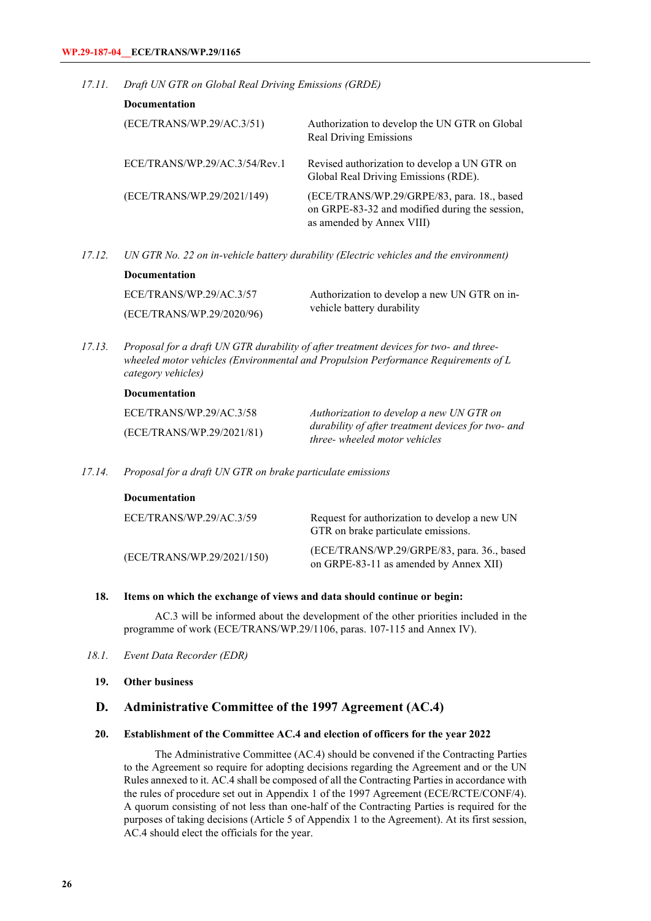*17.11. Draft UN GTR on Global Real Driving Emissions (GRDE)*

**Documentation**

| | |
|---|---|
| (ECE/TRANS/WP.29/AC.3/51) | Authorization to develop the UN GTR on Global Real Driving Emissions |
| ECE/TRANS/WP.29/AC.3/54/Rev.1 | Revised authorization to develop a UN GTR on Global Real Driving Emissions (RDE). |
| (ECE/TRANS/WP.29/2021/149) | (ECE/TRANS/WP.29/GRPE/83, para. 18., based on GRPE-83-32 and modified during the session, as amended by Annex VIII) |

*17.12. UN GTR No. 22 on in-vehicle battery durability (Electric vehicles and the environment)*

**Documentation**

| | |
|---|---|
| ECE/TRANS/WP.29/AC.3/57<br>(ECE/TRANS/WP.29/2020/96) | Authorization to develop a new UN GTR on in-vehicle battery durability |

*17.13. Proposal for a draft UN GTR durability of after treatment devices for two- and three-wheeled motor vehicles (Environmental and Propulsion Performance Requirements of L category vehicles)*

**Documentation**

| | |
|---|---|
| ECE/TRANS/WP.29/AC.3/58<br>(ECE/TRANS/WP.29/2021/81) | *Authorization to develop a new UN GTR on durability of after treatment devices for two- and three- wheeled motor vehicles* |

*17.14. Proposal for a draft UN GTR on brake particulate emissions*

**Documentation**

| | |
|---|---|
| ECE/TRANS/WP.29/AC.3/59 | Request for authorization to develop a new UN GTR on brake particulate emissions. |
| (ECE/TRANS/WP.29/2021/150) | (ECE/TRANS/WP.29/GRPE/83, para. 36., based on GRPE-83-11 as amended by Annex XII) |

**18. Items on which the exchange of views and data should continue or begin:**

AC.3 will be informed about the development of the other priorities included in the programme of work (ECE/TRANS/WP.29/1106, paras. 107-115 and Annex IV).

*18.1. Event Data Recorder (EDR)*

**19. Other business**

## D. Administrative Committee of the 1997 Agreement (AC.4)

**20. Establishment of the Committee AC.4 and election of officers for the year 2022**

The Administrative Committee (AC.4) should be convened if the Contracting Parties to the Agreement so require for adopting decisions regarding the Agreement and or the UN Rules annexed to it. AC.4 shall be composed of all the Contracting Parties in accordance with the rules of procedure set out in Appendix 1 of the 1997 Agreement (ECE/RCTE/CONF/4). A quorum consisting of not less than one-half of the Contracting Parties is required for the purposes of taking decisions (Article 5 of Appendix 1 to the Agreement). At its first session, AC.4 should elect the officials for the year.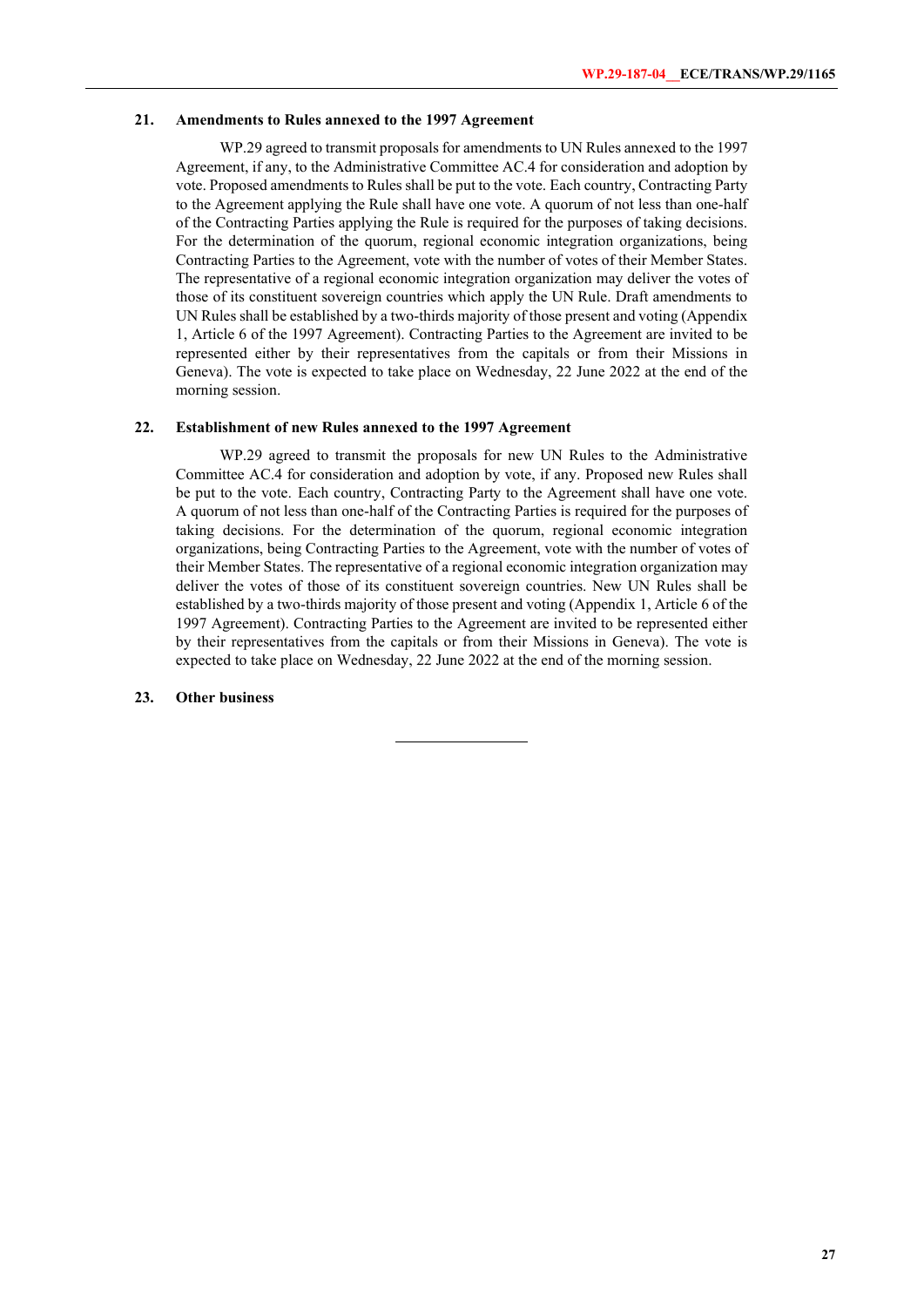### 21. Amendments to Rules annexed to the 1997 Agreement

WP.29 agreed to transmit proposals for amendments to UN Rules annexed to the 1997 Agreement, if any, to the Administrative Committee AC.4 for consideration and adoption by vote. Proposed amendments to Rules shall be put to the vote. Each country, Contracting Party to the Agreement applying the Rule shall have one vote. A quorum of not less than one-half of the Contracting Parties applying the Rule is required for the purposes of taking decisions. For the determination of the quorum, regional economic integration organizations, being Contracting Parties to the Agreement, vote with the number of votes of their Member States. The representative of a regional economic integration organization may deliver the votes of those of its constituent sovereign countries which apply the UN Rule. Draft amendments to UN Rules shall be established by a two-thirds majority of those present and voting (Appendix 1, Article 6 of the 1997 Agreement). Contracting Parties to the Agreement are invited to be represented either by their representatives from the capitals or from their Missions in Geneva). The vote is expected to take place on Wednesday, 22 June 2022 at the end of the morning session.

### 22. Establishment of new Rules annexed to the 1997 Agreement

WP.29 agreed to transmit the proposals for new UN Rules to the Administrative Committee AC.4 for consideration and adoption by vote, if any. Proposed new Rules shall be put to the vote. Each country, Contracting Party to the Agreement shall have one vote. A quorum of not less than one-half of the Contracting Parties is required for the purposes of taking decisions. For the determination of the quorum, regional economic integration organizations, being Contracting Parties to the Agreement, vote with the number of votes of their Member States. The representative of a regional economic integration organization may deliver the votes of those of its constituent sovereign countries. New UN Rules shall be established by a two-thirds majority of those present and voting (Appendix 1, Article 6 of the 1997 Agreement). Contracting Parties to the Agreement are invited to be represented either by their representatives from the capitals or from their Missions in Geneva). The vote is expected to take place on Wednesday, 22 June 2022 at the end of the morning session.

### 23. Other business